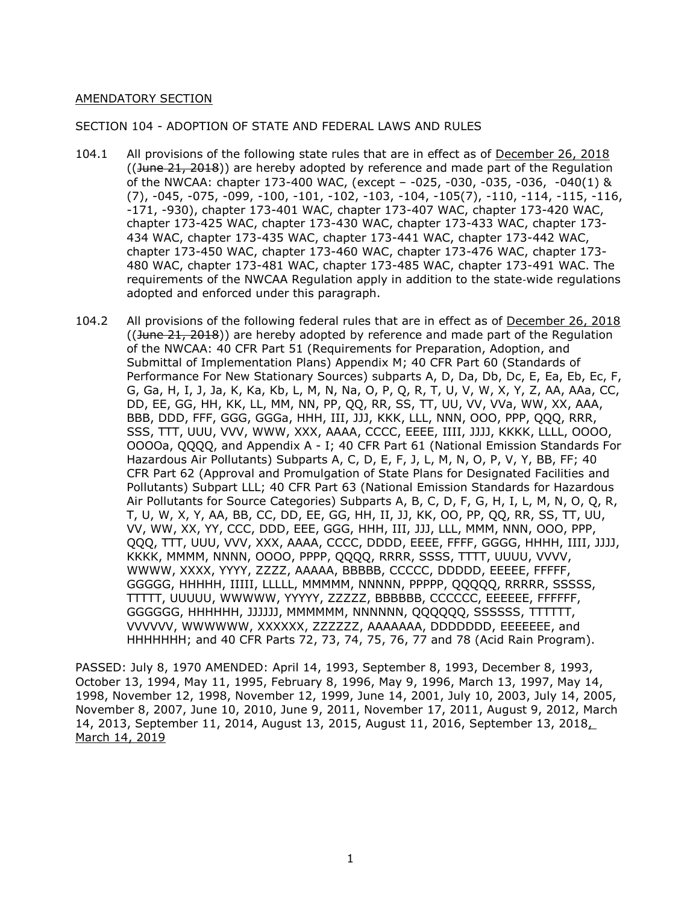AMENDATORY SECTION

SECTION 104 - ADOPTION OF STATE AND FEDERAL LAWS AND RULES

104.1 All provisions of the following state rules that are in effect as of December 26, 2018 ((~~June 21, 2018~~)) are hereby adopted by reference and made part of the Regulation of the NWCAA: chapter 173-400 WAC, (except – -025, -030, -035, -036, -040(1) & (7), -045, -075, -099, -100, -101, -102, -103, -104, -105(7), -110, -114, -115, -116, -171, -930), chapter 173-401 WAC, chapter 173-407 WAC, chapter 173-420 WAC, chapter 173-425 WAC, chapter 173-430 WAC, chapter 173-433 WAC, chapter 173-434 WAC, chapter 173-435 WAC, chapter 173-441 WAC, chapter 173-442 WAC, chapter 173-450 WAC, chapter 173-460 WAC, chapter 173-476 WAC, chapter 173-480 WAC, chapter 173-481 WAC, chapter 173-485 WAC, chapter 173-491 WAC. The requirements of the NWCAA Regulation apply in addition to the state-wide regulations adopted and enforced under this paragraph.

104.2 All provisions of the following federal rules that are in effect as of December 26, 2018 ((~~June 21, 2018~~)) are hereby adopted by reference and made part of the Regulation of the NWCAA: 40 CFR Part 51 (Requirements for Preparation, Adoption, and Submittal of Implementation Plans) Appendix M; 40 CFR Part 60 (Standards of Performance For New Stationary Sources) subparts A, D, Da, Db, Dc, E, Ea, Eb, Ec, F, G, Ga, H, I, J, Ja, K, Ka, Kb, L, M, N, Na, O, P, Q, R, T, U, V, W, X, Y, Z, AA, AAa, CC, DD, EE, GG, HH, KK, LL, MM, NN, PP, QQ, RR, SS, TT, UU, VV, VVa, WW, XX, AAA, BBB, DDD, FFF, GGG, GGGa, HHH, III, JJJ, KKK, LLL, NNN, OOO, PPP, QQQ, RRR, SSS, TTT, UUU, VVV, WWW, XXX, AAAA, CCCC, EEEE, IIII, JJJJ, KKKK, LLLL, OOOO, OOOOa, QQQQ, and Appendix A - I; 40 CFR Part 61 (National Emission Standards For Hazardous Air Pollutants) Subparts A, C, D, E, F, J, L, M, N, O, P, V, Y, BB, FF; 40 CFR Part 62 (Approval and Promulgation of State Plans for Designated Facilities and Pollutants) Subpart LLL; 40 CFR Part 63 (National Emission Standards for Hazardous Air Pollutants for Source Categories) Subparts A, B, C, D, F, G, H, I, L, M, N, O, Q, R, T, U, W, X, Y, AA, BB, CC, DD, EE, GG, HH, II, JJ, KK, OO, PP, QQ, RR, SS, TT, UU, VV, WW, XX, YY, CCC, DDD, EEE, GGG, HHH, III, JJJ, LLL, MMM, NNN, OOO, PPP, QQQ, TTT, UUU, VVV, XXX, AAAA, CCCC, DDDD, EEEE, FFFF, GGGG, HHHH, IIII, JJJJ, KKKK, MMMM, NNNN, OOOO, PPPP, QQQQ, RRRR, SSSS, TTTT, UUUU, VVVV, WWWW, XXXX, YYYY, ZZZZ, AAAAA, BBBBB, CCCCC, DDDDD, EEEEE, FFFFF, GGGGG, HHHHH, IIIII, LLLLL, MMMMM, NNNNN, PPPPP, QQQQQ, RRRRR, SSSSS, TTTTT, UUUUU, WWWWW, YYYYY, ZZZZZ, BBBBBB, CCCCCC, EEEEEE, FFFFFF, GGGGGG, HHHHHH, JJJJJJ, MMMMMM, NNNNNN, QQQQQQ, SSSSSS, TTTTTT, VVVVVV, WWWWWW, XXXXXX, ZZZZZZ, AAAAAAA, DDDDDDD, EEEEEEE, and HHHHHHH; and 40 CFR Parts 72, 73, 74, 75, 76, 77 and 78 (Acid Rain Program).

PASSED: July 8, 1970 AMENDED: April 14, 1993, September 8, 1993, December 8, 1993, October 13, 1994, May 11, 1995, February 8, 1996, May 9, 1996, March 13, 1997, May 14, 1998, November 12, 1998, November 12, 1999, June 14, 2001, July 10, 2003, July 14, 2005, November 8, 2007, June 10, 2010, June 9, 2011, November 17, 2011, August 9, 2012, March 14, 2013, September 11, 2014, August 13, 2015, August 11, 2016, September 13, 2018, March 14, 2019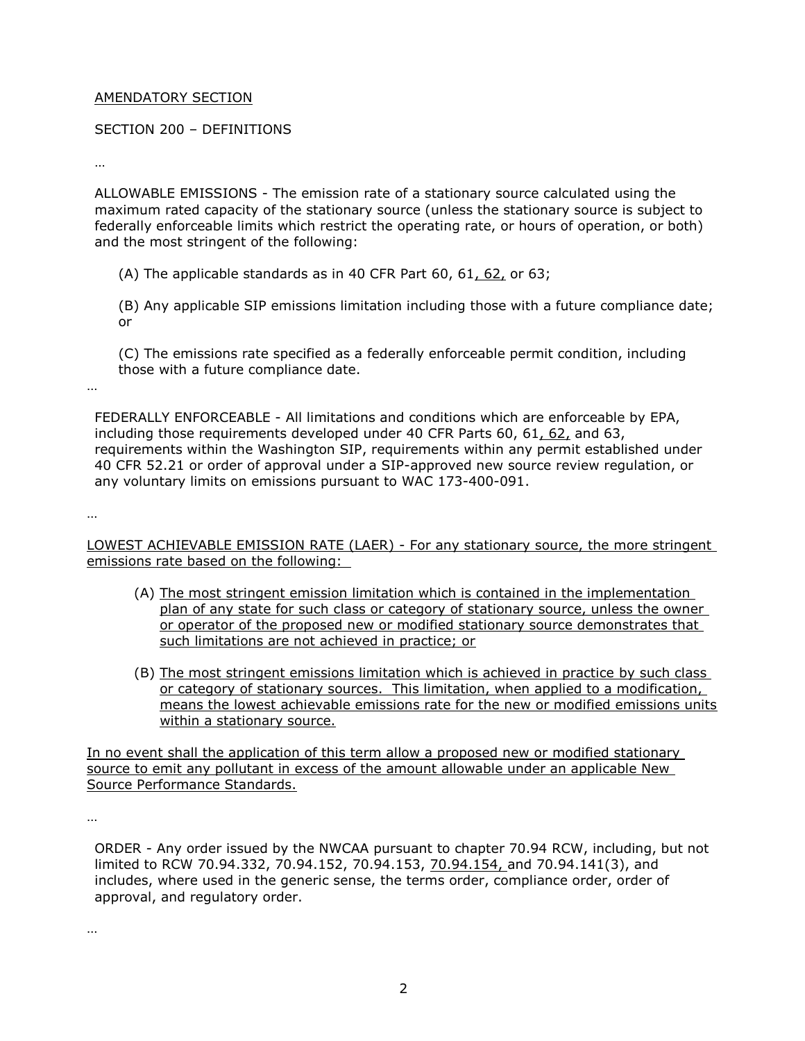AMENDATORY SECTION

SECTION 200 – DEFINITIONS

…

ALLOWABLE EMISSIONS - The emission rate of a stationary source calculated using the maximum rated capacity of the stationary source (unless the stationary source is subject to federally enforceable limits which restrict the operating rate, or hours of operation, or both) and the most stringent of the following:

(A) The applicable standards as in 40 CFR Part 60, 61, 62, or 63;

(B) Any applicable SIP emissions limitation including those with a future compliance date; or

(C) The emissions rate specified as a federally enforceable permit condition, including those with a future compliance date.

…

FEDERALLY ENFORCEABLE - All limitations and conditions which are enforceable by EPA, including those requirements developed under 40 CFR Parts 60, 61, 62, and 63, requirements within the Washington SIP, requirements within any permit established under 40 CFR 52.21 or order of approval under a SIP-approved new source review regulation, or any voluntary limits on emissions pursuant to WAC 173-400-091.

…

LOWEST ACHIEVABLE EMISSION RATE (LAER) - For any stationary source, the more stringent emissions rate based on the following:

(A) The most stringent emission limitation which is contained in the implementation plan of any state for such class or category of stationary source, unless the owner or operator of the proposed new or modified stationary source demonstrates that such limitations are not achieved in practice; or

(B) The most stringent emissions limitation which is achieved in practice by such class or category of stationary sources. This limitation, when applied to a modification, means the lowest achievable emissions rate for the new or modified emissions units within a stationary source.

In no event shall the application of this term allow a proposed new or modified stationary source to emit any pollutant in excess of the amount allowable under an applicable New Source Performance Standards.

…

ORDER - Any order issued by the NWCAA pursuant to chapter 70.94 RCW, including, but not limited to RCW 70.94.332, 70.94.152, 70.94.153, 70.94.154, and 70.94.141(3), and includes, where used in the generic sense, the terms order, compliance order, order of approval, and regulatory order.

…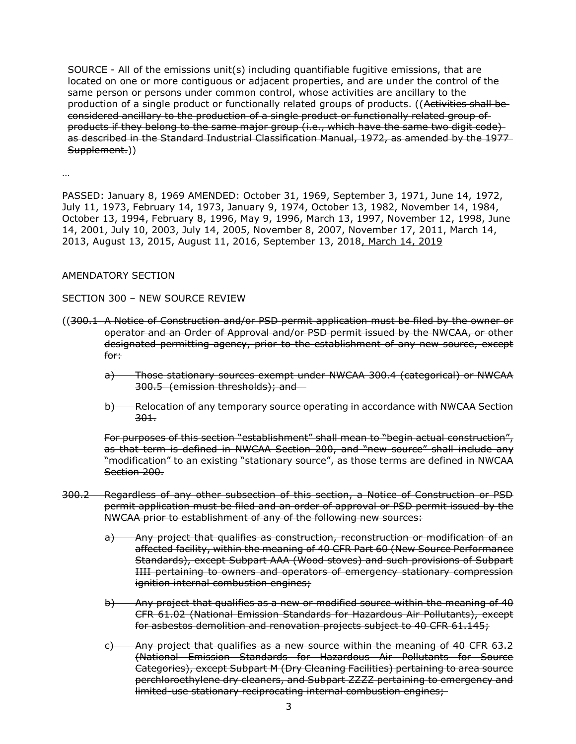SOURCE - All of the emissions unit(s) including quantifiable fugitive emissions, that are located on one or more contiguous or adjacent properties, and are under the control of the same person or persons under common control, whose activities are ancillary to the production of a single product or functionally related groups of products. ((~~Activities shall be considered ancillary to the production of a single product or functionally related group of products if they belong to the same major group (i.e., which have the same two digit code) as described in the Standard Industrial Classification Manual, 1972, as amended by the 1977 Supplement.~~))

…

PASSED: January 8, 1969 AMENDED: October 31, 1969, September 3, 1971, June 14, 1972, July 11, 1973, February 14, 1973, January 9, 1974, October 13, 1982, November 14, 1984, October 13, 1994, February 8, 1996, May 9, 1996, March 13, 1997, November 12, 1998, June 14, 2001, July 10, 2003, July 14, 2005, November 8, 2007, November 17, 2011, March 14, 2013, August 13, 2015, August 11, 2016, September 13, 2018, March 14, 2019

AMENDATORY SECTION

SECTION 300 – NEW SOURCE REVIEW

((~~300.1 A Notice of Construction and/or PSD permit application must be filed by the owner or operator and an Order of Approval and/or PSD permit issued by the NWCAA, or other designated permitting agency, prior to the establishment of any new source, except for:~~

~~a) Those stationary sources exempt under NWCAA 300.4 (categorical) or NWCAA 300.5 (emission thresholds); and~~

~~b) Relocation of any temporary source operating in accordance with NWCAA Section 301.~~

~~For purposes of this section "establishment" shall mean to "begin actual construction", as that term is defined in NWCAA Section 200, and "new source" shall include any "modification" to an existing "stationary source", as those terms are defined in NWCAA Section 200.~~

~~300.2 Regardless of any other subsection of this section, a Notice of Construction or PSD permit application must be filed and an order of approval or PSD permit issued by the NWCAA prior to establishment of any of the following new sources:~~

~~a) Any project that qualifies as construction, reconstruction or modification of an affected facility, within the meaning of 40 CFR Part 60 (New Source Performance Standards), except Subpart AAA (Wood stoves) and such provisions of Subpart IIII pertaining to owners and operators of emergency stationary compression ignition internal combustion engines;~~

~~b) Any project that qualifies as a new or modified source within the meaning of 40 CFR 61.02 (National Emission Standards for Hazardous Air Pollutants), except for asbestos demolition and renovation projects subject to 40 CFR 61.145;~~

~~c) Any project that qualifies as a new source within the meaning of 40 CFR 63.2 (National Emission Standards for Hazardous Air Pollutants for Source Categories), except Subpart M (Dry Cleaning Facilities) pertaining to area source perchloroethylene dry cleaners, and Subpart ZZZZ pertaining to emergency and limited-use stationary reciprocating internal combustion engines;~~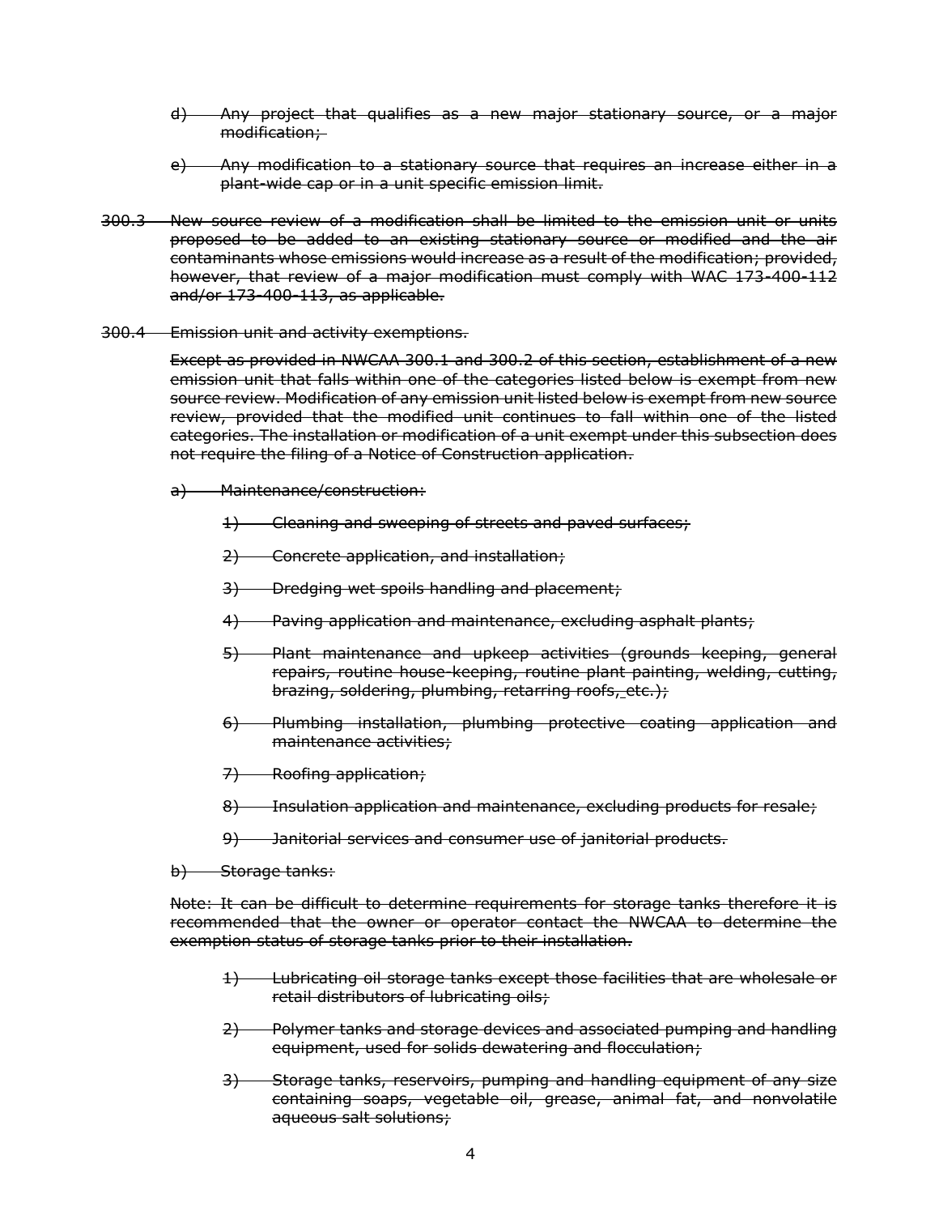~~d) Any project that qualifies as a new major stationary source, or a major modification;~~

~~e) Any modification to a stationary source that requires an increase either in a plant-wide cap or in a unit specific emission limit.~~

~~300.3 New source review of a modification shall be limited to the emission unit or units proposed to be added to an existing stationary source or modified and the air contaminants whose emissions would increase as a result of the modification; provided, however, that review of a major modification must comply with WAC 173-400-112 and/or 173-400-113, as applicable.~~

~~300.4 Emission unit and activity exemptions.~~

~~Except as provided in NWCAA 300.1 and 300.2 of this section, establishment of a new emission unit that falls within one of the categories listed below is exempt from new source review. Modification of any emission unit listed below is exempt from new source review, provided that the modified unit continues to fall within one of the listed categories. The installation or modification of a unit exempt under this subsection does not require the filing of a Notice of Construction application.~~

~~a) Maintenance/construction:~~

~~1) Cleaning and sweeping of streets and paved surfaces;~~

~~2) Concrete application, and installation;~~

~~3) Dredging wet spoils handling and placement;~~

~~4) Paving application and maintenance, excluding asphalt plants;~~

~~5) Plant maintenance and upkeep activities (grounds keeping, general repairs, routine house-keeping, routine plant painting, welding, cutting, brazing, soldering, plumbing, retarring roofs, etc.);~~

~~6) Plumbing installation, plumbing protective coating application and maintenance activities;~~

~~7) Roofing application;~~

~~8) Insulation application and maintenance, excluding products for resale;~~

~~9) Janitorial services and consumer use of janitorial products.~~

~~b) Storage tanks:~~

~~Note: It can be difficult to determine requirements for storage tanks therefore it is recommended that the owner or operator contact the NWCAA to determine the exemption status of storage tanks prior to their installation.~~

~~1) Lubricating oil storage tanks except those facilities that are wholesale or retail distributors of lubricating oils;~~

~~2) Polymer tanks and storage devices and associated pumping and handling equipment, used for solids dewatering and flocculation;~~

~~3) Storage tanks, reservoirs, pumping and handling equipment of any size containing soaps, vegetable oil, grease, animal fat, and nonvolatile aqueous salt solutions;~~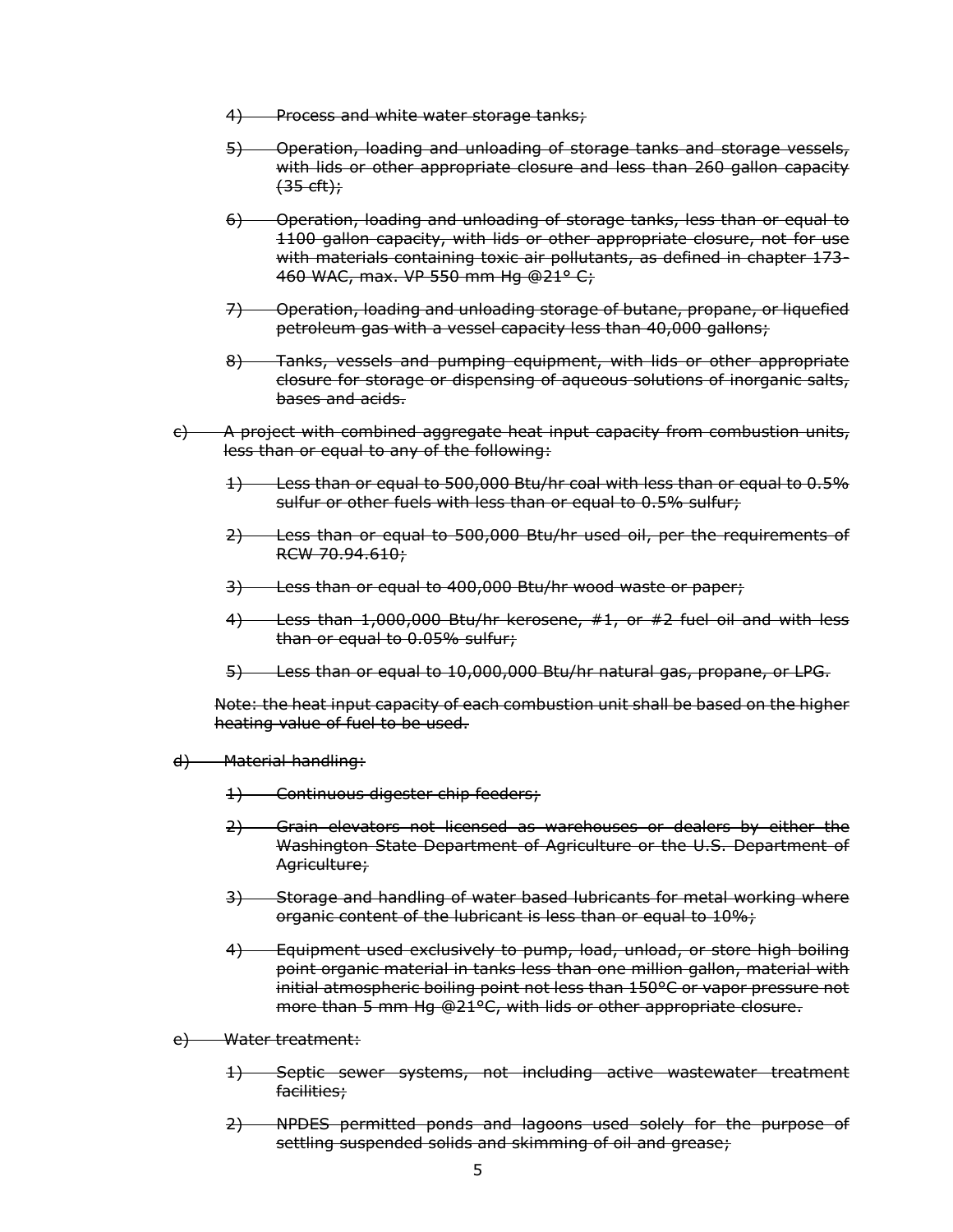~~4) Process and white water storage tanks;~~

~~5) Operation, loading and unloading of storage tanks and storage vessels, with lids or other appropriate closure and less than 260 gallon capacity (35 cft);~~

~~6) Operation, loading and unloading of storage tanks, less than or equal to 1100 gallon capacity, with lids or other appropriate closure, not for use with materials containing toxic air pollutants, as defined in chapter 173-460 WAC, max. VP 550 mm Hg @21° C;~~

~~7) Operation, loading and unloading storage of butane, propane, or liquefied petroleum gas with a vessel capacity less than 40,000 gallons;~~

~~8) Tanks, vessels and pumping equipment, with lids or other appropriate closure for storage or dispensing of aqueous solutions of inorganic salts, bases and acids.~~

~~c) A project with combined aggregate heat input capacity from combustion units, less than or equal to any of the following:~~

~~1) Less than or equal to 500,000 Btu/hr coal with less than or equal to 0.5% sulfur or other fuels with less than or equal to 0.5% sulfur;~~

~~2) Less than or equal to 500,000 Btu/hr used oil, per the requirements of RCW 70.94.610;~~

~~3) Less than or equal to 400,000 Btu/hr wood waste or paper;~~

~~4) Less than 1,000,000 Btu/hr kerosene, #1, or #2 fuel oil and with less than or equal to 0.05% sulfur;~~

~~5) Less than or equal to 10,000,000 Btu/hr natural gas, propane, or LPG.~~

~~Note: the heat input capacity of each combustion unit shall be based on the higher heating value of fuel to be used.~~

~~d) Material handling:~~

~~1) Continuous digester chip feeders;~~

~~2) Grain elevators not licensed as warehouses or dealers by either the Washington State Department of Agriculture or the U.S. Department of Agriculture;~~

~~3) Storage and handling of water based lubricants for metal working where organic content of the lubricant is less than or equal to 10%;~~

~~4) Equipment used exclusively to pump, load, unload, or store high boiling point organic material in tanks less than one million gallon, material with initial atmospheric boiling point not less than 150°C or vapor pressure not more than 5 mm Hg @21°C, with lids or other appropriate closure.~~

~~e) Water treatment:~~

~~1) Septic sewer systems, not including active wastewater treatment facilities;~~

~~2) NPDES permitted ponds and lagoons used solely for the purpose of settling suspended solids and skimming of oil and grease;~~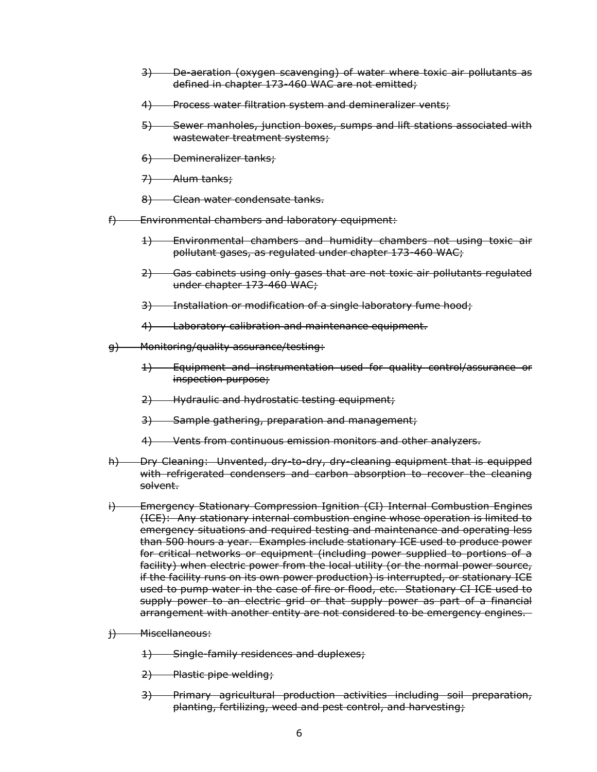~~3) De-aeration (oxygen scavenging) of water where toxic air pollutants as defined in chapter 173-460 WAC are not emitted;~~

~~4) Process water filtration system and demineralizer vents;~~

~~5) Sewer manholes, junction boxes, sumps and lift stations associated with wastewater treatment systems;~~

~~6) Demineralizer tanks;~~

~~7) Alum tanks;~~

~~8) Clean water condensate tanks.~~

~~f) Environmental chambers and laboratory equipment:~~

~~1) Environmental chambers and humidity chambers not using toxic air pollutant gases, as regulated under chapter 173-460 WAC;~~

~~2) Gas cabinets using only gases that are not toxic air pollutants regulated under chapter 173-460 WAC;~~

~~3) Installation or modification of a single laboratory fume hood;~~

~~4) Laboratory calibration and maintenance equipment.~~

~~g) Monitoring/quality assurance/testing:~~

~~1) Equipment and instrumentation used for quality control/assurance or inspection purpose;~~

~~2) Hydraulic and hydrostatic testing equipment;~~

~~3) Sample gathering, preparation and management;~~

~~4) Vents from continuous emission monitors and other analyzers.~~

~~h) Dry Cleaning: Unvented, dry-to-dry, dry-cleaning equipment that is equipped with refrigerated condensers and carbon absorption to recover the cleaning solvent.~~

~~i) Emergency Stationary Compression Ignition (CI) Internal Combustion Engines (ICE): Any stationary internal combustion engine whose operation is limited to emergency situations and required testing and maintenance and operating less than 500 hours a year. Examples include stationary ICE used to produce power for critical networks or equipment (including power supplied to portions of a facility) when electric power from the local utility (or the normal power source, if the facility runs on its own power production) is interrupted, or stationary ICE used to pump water in the case of fire or flood, etc. Stationary CI ICE used to supply power to an electric grid or that supply power as part of a financial arrangement with another entity are not considered to be emergency engines.~~

~~j) Miscellaneous:~~

~~1) Single-family residences and duplexes;~~

~~2) Plastic pipe welding;~~

~~3) Primary agricultural production activities including soil preparation, planting, fertilizing, weed and pest control, and harvesting;~~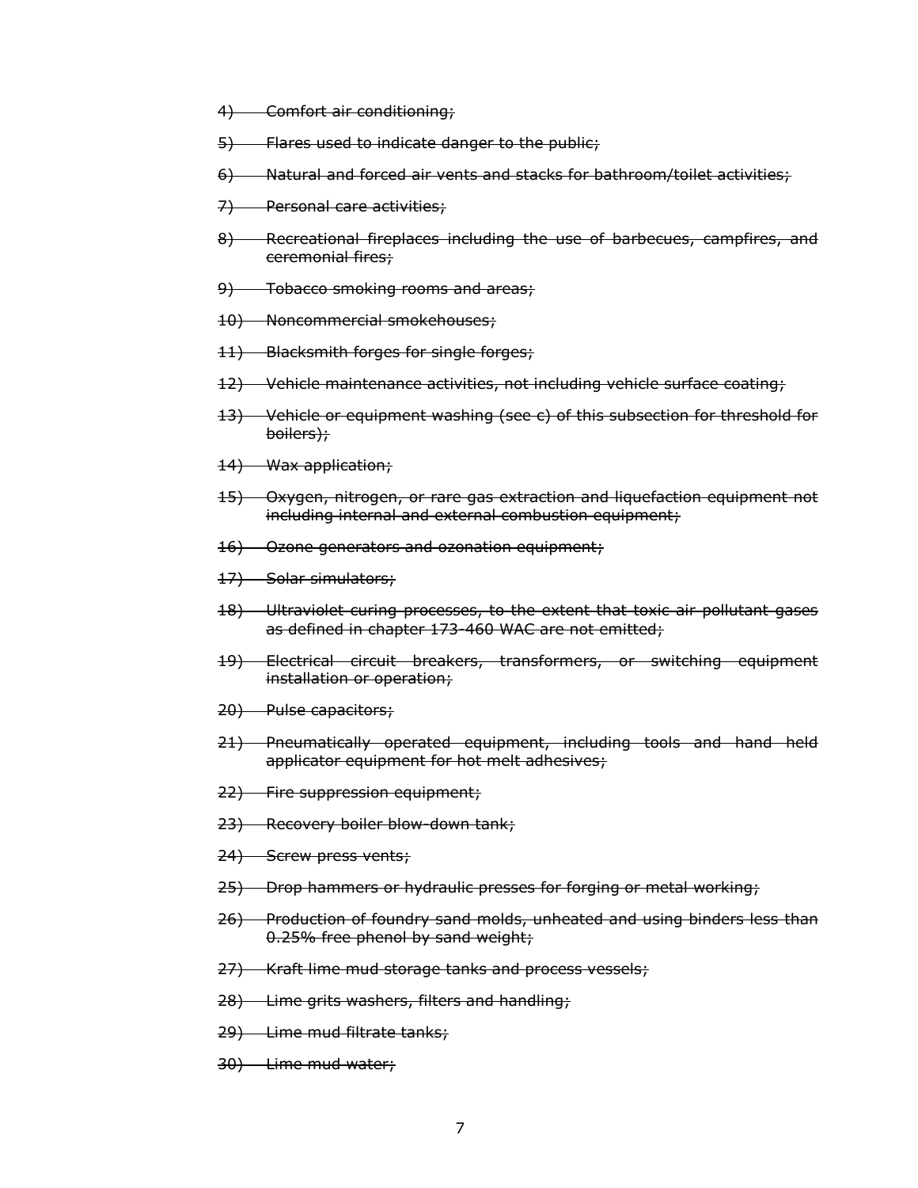~~4) Comfort air conditioning;~~

~~5) Flares used to indicate danger to the public;~~

~~6) Natural and forced air vents and stacks for bathroom/toilet activities;~~

~~7) Personal care activities;~~

~~8) Recreational fireplaces including the use of barbecues, campfires, and ceremonial fires;~~

~~9) Tobacco smoking rooms and areas;~~

~~10) Noncommercial smokehouses;~~

~~11) Blacksmith forges for single forges;~~

~~12) Vehicle maintenance activities, not including vehicle surface coating;~~

~~13) Vehicle or equipment washing (see c) of this subsection for threshold for boilers);~~

~~14) Wax application;~~

~~15) Oxygen, nitrogen, or rare gas extraction and liquefaction equipment not including internal and external combustion equipment;~~

~~16) Ozone generators and ozonation equipment;~~

~~17) Solar simulators;~~

~~18) Ultraviolet curing processes, to the extent that toxic air pollutant gases as defined in chapter 173-460 WAC are not emitted;~~

~~19) Electrical circuit breakers, transformers, or switching equipment installation or operation;~~

~~20) Pulse capacitors;~~

~~21) Pneumatically operated equipment, including tools and hand held applicator equipment for hot melt adhesives;~~

~~22) Fire suppression equipment;~~

~~23) Recovery boiler blow-down tank;~~

~~24) Screw press vents;~~

~~25) Drop hammers or hydraulic presses for forging or metal working;~~

~~26) Production of foundry sand molds, unheated and using binders less than 0.25% free phenol by sand weight;~~

~~27) Kraft lime mud storage tanks and process vessels;~~

~~28) Lime grits washers, filters and handling;~~

~~29) Lime mud filtrate tanks;~~

~~30) Lime mud water;~~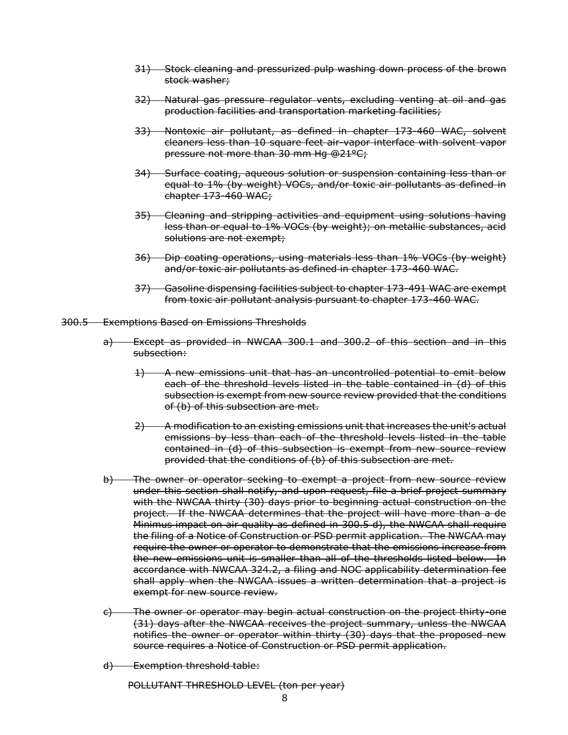~~31) Stock cleaning and pressurized pulp washing down process of the brown stock washer;~~

~~32) Natural gas pressure regulator vents, excluding venting at oil and gas production facilities and transportation marketing facilities;~~

~~33) Nontoxic air pollutant, as defined in chapter 173-460 WAC, solvent cleaners less than 10 square feet air-vapor interface with solvent vapor pressure not more than 30 mm Hg @21°C;~~

~~34) Surface coating, aqueous solution or suspension containing less than or equal to 1% (by weight) VOCs, and/or toxic air pollutants as defined in chapter 173-460 WAC;~~

~~35) Cleaning and stripping activities and equipment using solutions having less than or equal to 1% VOCs (by weight); on metallic substances, acid solutions are not exempt;~~

~~36) Dip coating operations, using materials less than 1% VOCs (by weight) and/or toxic air pollutants as defined in chapter 173-460 WAC.~~

~~37) Gasoline dispensing facilities subject to chapter 173-491 WAC are exempt from toxic air pollutant analysis pursuant to chapter 173-460 WAC.~~

~~300.5 Exemptions Based on Emissions Thresholds~~

~~a) Except as provided in NWCAA 300.1 and 300.2 of this section and in this subsection:~~

~~1) A new emissions unit that has an uncontrolled potential to emit below each of the threshold levels listed in the table contained in (d) of this subsection is exempt from new source review provided that the conditions of (b) of this subsection are met.~~

~~2) A modification to an existing emissions unit that increases the unit's actual emissions by less than each of the threshold levels listed in the table contained in (d) of this subsection is exempt from new source review provided that the conditions of (b) of this subsection are met.~~

~~b) The owner or operator seeking to exempt a project from new source review under this section shall notify, and upon request, file a brief project summary with the NWCAA thirty (30) days prior to beginning actual construction on the project. If the NWCAA determines that the project will have more than a de Minimus impact on air quality as defined in 300.5 d), the NWCAA shall require the filing of a Notice of Construction or PSD permit application. The NWCAA may require the owner or operator to demonstrate that the emissions increase from the new emissions unit is smaller than all of the thresholds listed below. In accordance with NWCAA 324.2, a filing and NOC applicability determination fee shall apply when the NWCAA issues a written determination that a project is exempt for new source review.~~

~~c) The owner or operator may begin actual construction on the project thirty-one (31) days after the NWCAA receives the project summary, unless the NWCAA notifies the owner or operator within thirty (30) days that the proposed new source requires a Notice of Construction or PSD permit application.~~

~~d) Exemption threshold table:~~

~~POLLUTANT THRESHOLD LEVEL (ton per year)~~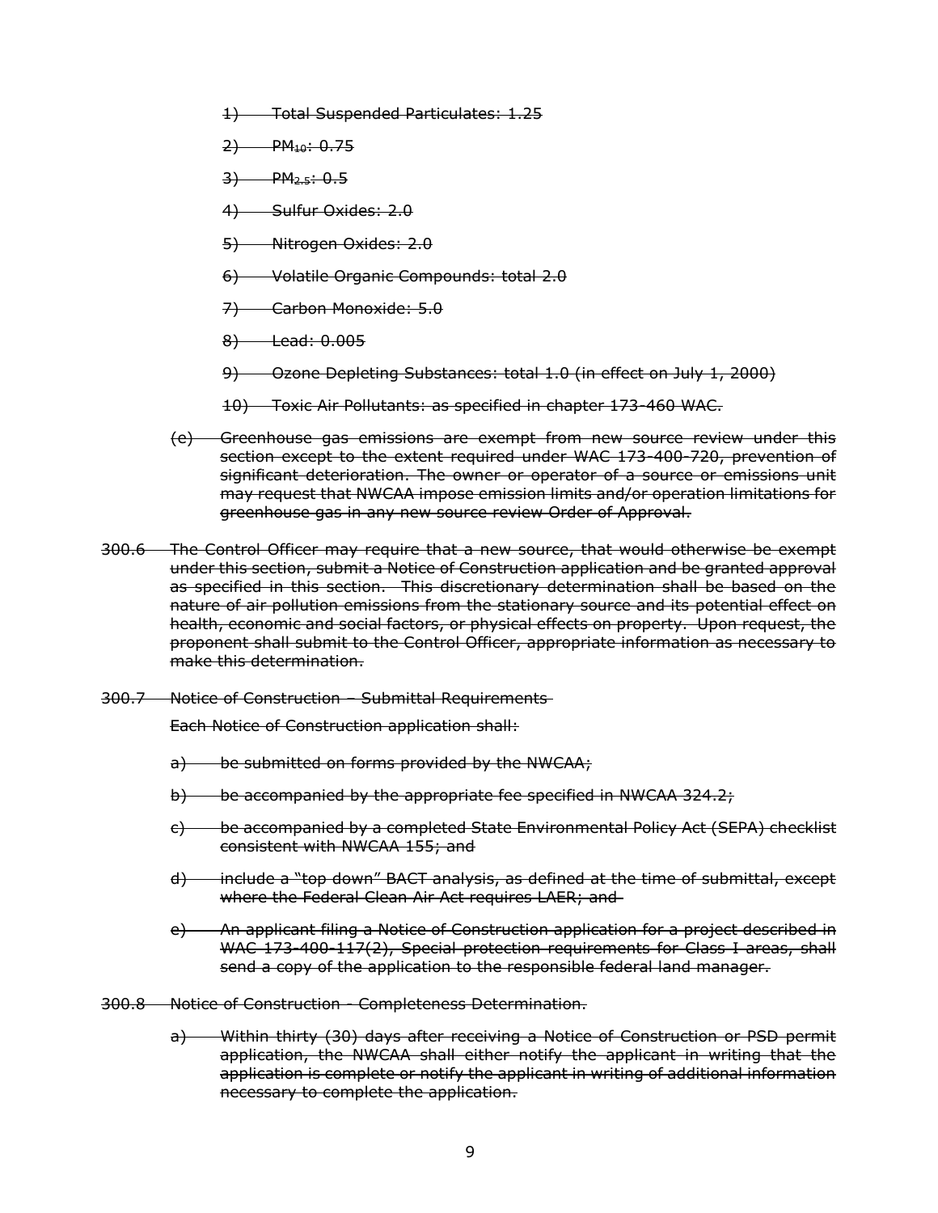~~1) Total Suspended Particulates: 1.25~~

~~2) $PM_{10}$: 0.75~~

~~3) $PM_{2.5}$: 0.5~~

~~4) Sulfur Oxides: 2.0~~

~~5) Nitrogen Oxides: 2.0~~

~~6) Volatile Organic Compounds: total 2.0~~

~~7) Carbon Monoxide: 5.0~~

~~8) Lead: 0.005~~

~~9) Ozone Depleting Substances: total 1.0 (in effect on July 1, 2000)~~

~~10) Toxic Air Pollutants: as specified in chapter 173-460 WAC.~~

~~(e) Greenhouse gas emissions are exempt from new source review under this section except to the extent required under WAC 173-400-720, prevention of significant deterioration. The owner or operator of a source or emissions unit may request that NWCAA impose emission limits and/or operation limitations for greenhouse gas in any new source review Order of Approval.~~

~~300.6 The Control Officer may require that a new source, that would otherwise be exempt under this section, submit a Notice of Construction application and be granted approval as specified in this section. This discretionary determination shall be based on the nature of air pollution emissions from the stationary source and its potential effect on health, economic and social factors, or physical effects on property. Upon request, the proponent shall submit to the Control Officer, appropriate information as necessary to make this determination.~~

~~300.7 Notice of Construction – Submittal Requirements~~

~~Each Notice of Construction application shall:~~

~~a) be submitted on forms provided by the NWCAA;~~

~~b) be accompanied by the appropriate fee specified in NWCAA 324.2;~~

~~c) be accompanied by a completed State Environmental Policy Act (SEPA) checklist consistent with NWCAA 155; and~~

~~d) include a "top down" BACT analysis, as defined at the time of submittal, except where the Federal Clean Air Act requires LAER; and~~

~~e) An applicant filing a Notice of Construction application for a project described in WAC 173-400-117(2), Special protection requirements for Class I areas, shall send a copy of the application to the responsible federal land manager.~~

~~300.8 Notice of Construction - Completeness Determination.~~

~~a) Within thirty (30) days after receiving a Notice of Construction or PSD permit application, the NWCAA shall either notify the applicant in writing that the application is complete or notify the applicant in writing of additional information necessary to complete the application.~~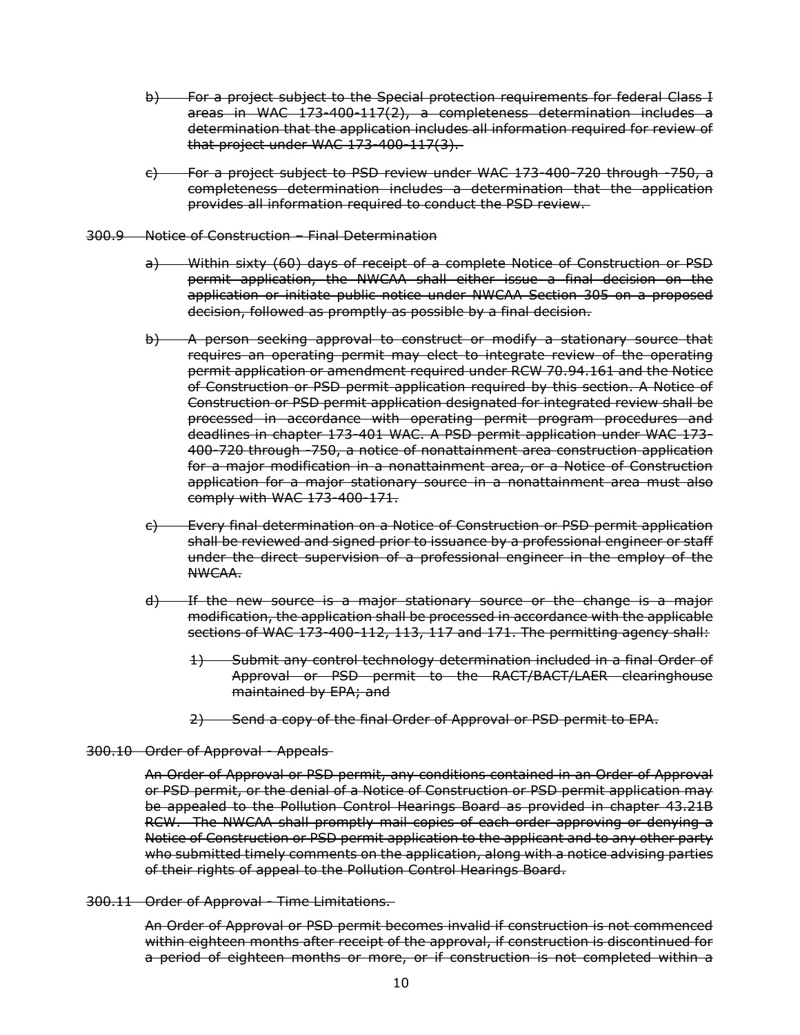b) For a project subject to the Special protection requirements for federal Class I areas in WAC 173-400-117(2), a completeness determination includes a determination that the application includes all information required for review of that project under WAC 173-400-117(3).

c) For a project subject to PSD review under WAC 173-400-720 through -750, a completeness determination includes a determination that the application provides all information required to conduct the PSD review.

300.9 Notice of Construction – Final Determination

a) Within sixty (60) days of receipt of a complete Notice of Construction or PSD permit application, the NWCAA shall either issue a final decision on the application or initiate public notice under NWCAA Section 305 on a proposed decision, followed as promptly as possible by a final decision.

b) A person seeking approval to construct or modify a stationary source that requires an operating permit may elect to integrate review of the operating permit application or amendment required under RCW 70.94.161 and the Notice of Construction or PSD permit application required by this section. A Notice of Construction or PSD permit application designated for integrated review shall be processed in accordance with operating permit program procedures and deadlines in chapter 173-401 WAC. A PSD permit application under WAC 173-400-720 through -750, a notice of nonattainment area construction application for a major modification in a nonattainment area, or a Notice of Construction application for a major stationary source in a nonattainment area must also comply with WAC 173-400-171.

c) Every final determination on a Notice of Construction or PSD permit application shall be reviewed and signed prior to issuance by a professional engineer or staff under the direct supervision of a professional engineer in the employ of the NWCAA.

d) If the new source is a major stationary source or the change is a major modification, the application shall be processed in accordance with the applicable sections of WAC 173-400-112, 113, 117 and 171. The permitting agency shall:

1) Submit any control technology determination included in a final Order of Approval or PSD permit to the RACT/BACT/LAER clearinghouse maintained by EPA; and

2) Send a copy of the final Order of Approval or PSD permit to EPA.

300.10 Order of Approval - Appeals

An Order of Approval or PSD permit, any conditions contained in an Order of Approval or PSD permit, or the denial of a Notice of Construction or PSD permit application may be appealed to the Pollution Control Hearings Board as provided in chapter 43.21B RCW. The NWCAA shall promptly mail copies of each order approving or denying a Notice of Construction or PSD permit application to the applicant and to any other party who submitted timely comments on the application, along with a notice advising parties of their rights of appeal to the Pollution Control Hearings Board.

300.11 Order of Approval - Time Limitations.

An Order of Approval or PSD permit becomes invalid if construction is not commenced within eighteen months after receipt of the approval, if construction is discontinued for a period of eighteen months or more, or if construction is not completed within a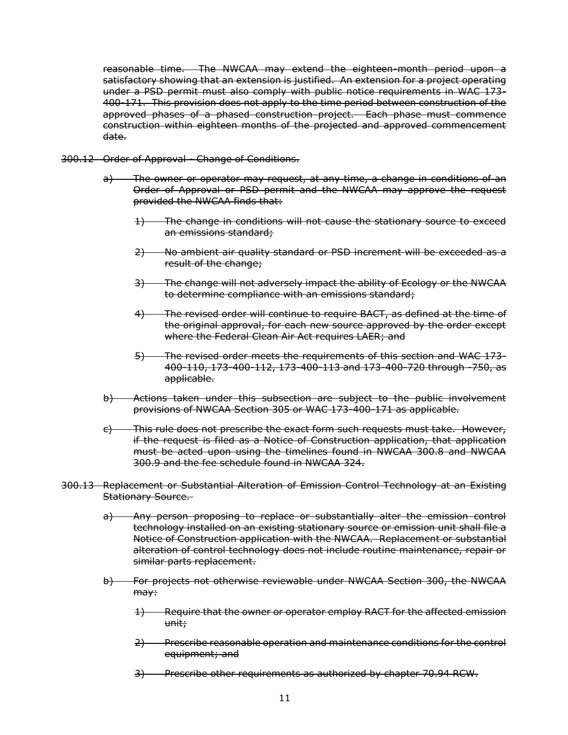~~reasonable time. The NWCAA may extend the eighteen-month period upon a satisfactory showing that an extension is justified. An extension for a project operating under a PSD permit must also comply with public notice requirements in WAC 173-400-171. This provision does not apply to the time period between construction of the approved phases of a phased construction project. Each phase must commence construction within eighteen months of the projected and approved commencement date.~~

~~300.12 Order of Approval - Change of Conditions.~~

~~a) The owner or operator may request, at any time, a change in conditions of an Order of Approval or PSD permit and the NWCAA may approve the request provided the NWCAA finds that:~~

~~1) The change in conditions will not cause the stationary source to exceed an emissions standard;~~

~~2) No ambient air quality standard or PSD increment will be exceeded as a result of the change;~~

~~3) The change will not adversely impact the ability of Ecology or the NWCAA to determine compliance with an emissions standard;~~

~~4) The revised order will continue to require BACT, as defined at the time of the original approval, for each new source approved by the order except where the Federal Clean Air Act requires LAER; and~~

~~5) The revised order meets the requirements of this section and WAC 173-400-110, 173-400-112, 173-400-113 and 173-400-720 through -750, as applicable.~~

~~b) Actions taken under this subsection are subject to the public involvement provisions of NWCAA Section 305 or WAC 173-400-171 as applicable.~~

~~c) This rule does not prescribe the exact form such requests must take. However, if the request is filed as a Notice of Construction application, that application must be acted upon using the timelines found in NWCAA 300.8 and NWCAA 300.9 and the fee schedule found in NWCAA 324.~~

~~300.13 Replacement or Substantial Alteration of Emission Control Technology at an Existing Stationary Source.~~

~~a) Any person proposing to replace or substantially alter the emission control technology installed on an existing stationary source or emission unit shall file a Notice of Construction application with the NWCAA. Replacement or substantial alteration of control technology does not include routine maintenance, repair or similar parts replacement.~~

~~b) For projects not otherwise reviewable under NWCAA Section 300, the NWCAA may:~~

~~1) Require that the owner or operator employ RACT for the affected emission unit;~~

~~2) Prescribe reasonable operation and maintenance conditions for the control equipment; and~~

~~3) Prescribe other requirements as authorized by chapter 70.94 RCW.~~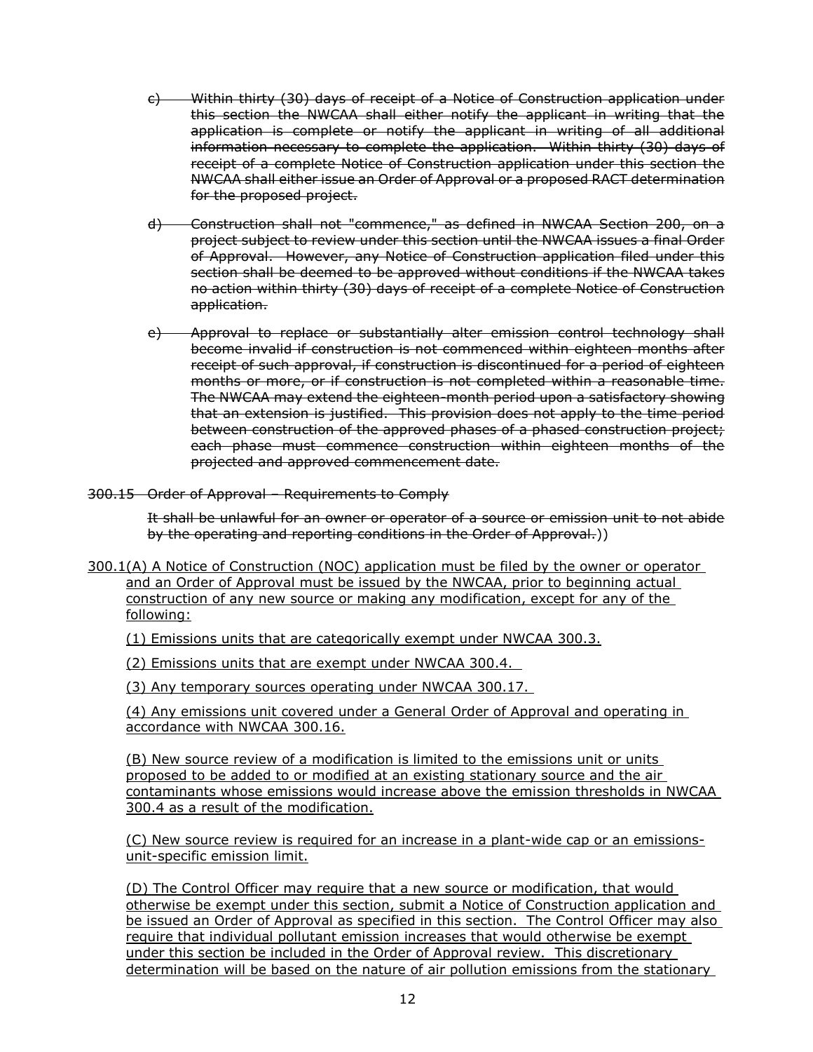~~c) Within thirty (30) days of receipt of a Notice of Construction application under this section the NWCAA shall either notify the applicant in writing that the application is complete or notify the applicant in writing of all additional information necessary to complete the application. Within thirty (30) days of receipt of a complete Notice of Construction application under this section the NWCAA shall either issue an Order of Approval or a proposed RACT determination for the proposed project.~~

~~d) Construction shall not "commence," as defined in NWCAA Section 200, on a project subject to review under this section until the NWCAA issues a final Order of Approval. However, any Notice of Construction application filed under this section shall be deemed to be approved without conditions if the NWCAA takes no action within thirty (30) days of receipt of a complete Notice of Construction application.~~

~~e) Approval to replace or substantially alter emission control technology shall become invalid if construction is not commenced within eighteen months after receipt of such approval, if construction is discontinued for a period of eighteen months or more, or if construction is not completed within a reasonable time. The NWCAA may extend the eighteen-month period upon a satisfactory showing that an extension is justified. This provision does not apply to the time period between construction of the approved phases of a phased construction project; each phase must commence construction within eighteen months of the projected and approved commencement date.~~

~~300.15 Order of Approval – Requirements to Comply~~

~~It shall be unlawful for an owner or operator of a source or emission unit to not abide by the operating and reporting conditions in the Order of Approval.~~))

<u>300.1(A) A Notice of Construction (NOC) application must be filed by the owner or operator and an Order of Approval must be issued by the NWCAA, prior to beginning actual construction of any new source or making any modification, except for any of the following:</u>

<u>(1) Emissions units that are categorically exempt under NWCAA 300.3.</u>

<u>(2) Emissions units that are exempt under NWCAA 300.4.</u>

<u>(3) Any temporary sources operating under NWCAA 300.17.</u>

<u>(4) Any emissions unit covered under a General Order of Approval and operating in accordance with NWCAA 300.16.</u>

<u>(B) New source review of a modification is limited to the emissions unit or units proposed to be added to or modified at an existing stationary source and the air contaminants whose emissions would increase above the emission thresholds in NWCAA 300.4 as a result of the modification.</u>

<u>(C) New source review is required for an increase in a plant-wide cap or an emissions-unit-specific emission limit.</u>

<u>(D) The Control Officer may require that a new source or modification, that would otherwise be exempt under this section, submit a Notice of Construction application and be issued an Order of Approval as specified in this section. The Control Officer may also require that individual pollutant emission increases that would otherwise be exempt under this section be included in the Order of Approval review. This discretionary determination will be based on the nature of air pollution emissions from the stationary</u>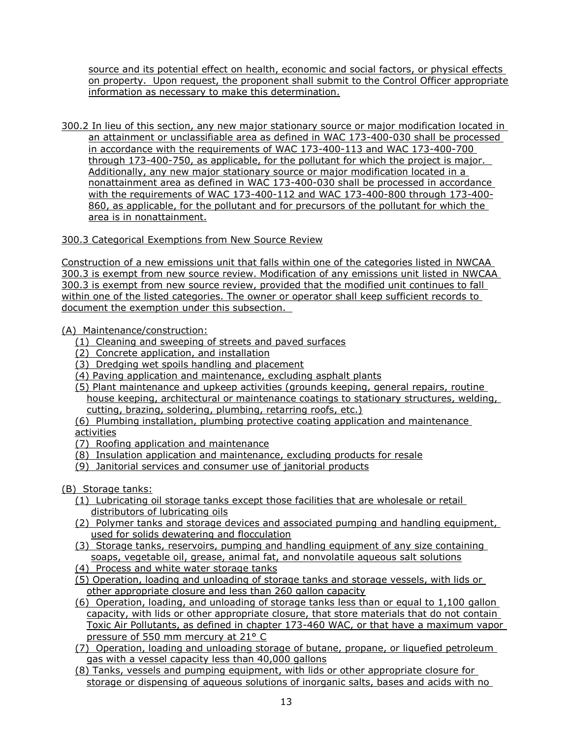source and its potential effect on health, economic and social factors, or physical effects on property. Upon request, the proponent shall submit to the Control Officer appropriate information as necessary to make this determination.

300.2 In lieu of this section, any new major stationary source or major modification located in an attainment or unclassifiable area as defined in WAC 173-400-030 shall be processed in accordance with the requirements of WAC 173-400-113 and WAC 173-400-700 through 173-400-750, as applicable, for the pollutant for which the project is major. Additionally, any new major stationary source or major modification located in a nonattainment area as defined in WAC 173-400-030 shall be processed in accordance with the requirements of WAC 173-400-112 and WAC 173-400-800 through 173-400-860, as applicable, for the pollutant and for precursors of the pollutant for which the area is in nonattainment.

300.3 Categorical Exemptions from New Source Review

Construction of a new emissions unit that falls within one of the categories listed in NWCAA 300.3 is exempt from new source review. Modification of any emissions unit listed in NWCAA 300.3 is exempt from new source review, provided that the modified unit continues to fall within one of the listed categories. The owner or operator shall keep sufficient records to document the exemption under this subsection.

(A) Maintenance/construction:
- (1) Cleaning and sweeping of streets and paved surfaces
- (2) Concrete application, and installation
- (3) Dredging wet spoils handling and placement
- (4) Paving application and maintenance, excluding asphalt plants
- (5) Plant maintenance and upkeep activities (grounds keeping, general repairs, routine house keeping, architectural or maintenance coatings to stationary structures, welding, cutting, brazing, soldering, plumbing, retarring roofs, etc.)
- (6) Plumbing installation, plumbing protective coating application and maintenance activities
- (7) Roofing application and maintenance
- (8) Insulation application and maintenance, excluding products for resale
- (9) Janitorial services and consumer use of janitorial products

(B) Storage tanks:
- (1) Lubricating oil storage tanks except those facilities that are wholesale or retail distributors of lubricating oils
- (2) Polymer tanks and storage devices and associated pumping and handling equipment, used for solids dewatering and flocculation
- (3) Storage tanks, reservoirs, pumping and handling equipment of any size containing soaps, vegetable oil, grease, animal fat, and nonvolatile aqueous salt solutions
- (4) Process and white water storage tanks
- (5) Operation, loading and unloading of storage tanks and storage vessels, with lids or other appropriate closure and less than 260 gallon capacity
- (6) Operation, loading, and unloading of storage tanks less than or equal to 1,100 gallon capacity, with lids or other appropriate closure, that store materials that do not contain Toxic Air Pollutants, as defined in chapter 173-460 WAC, or that have a maximum vapor pressure of 550 mm mercury at 21° C
- (7) Operation, loading and unloading storage of butane, propane, or liquefied petroleum gas with a vessel capacity less than 40,000 gallons
- (8) Tanks, vessels and pumping equipment, with lids or other appropriate closure for storage or dispensing of aqueous solutions of inorganic salts, bases and acids with no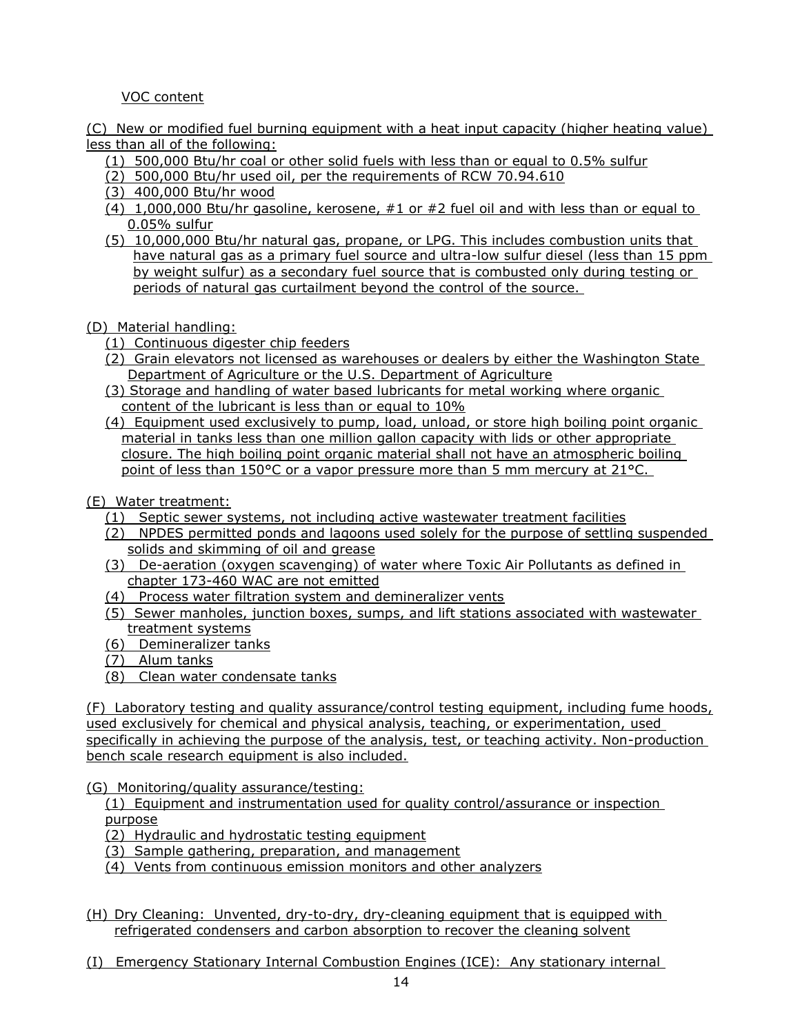VOC content

(C) New or modified fuel burning equipment with a heat input capacity (higher heating value) less than all of the following:

(1) 500,000 Btu/hr coal or other solid fuels with less than or equal to 0.5% sulfur
(2) 500,000 Btu/hr used oil, per the requirements of RCW 70.94.610
(3) 400,000 Btu/hr wood
(4) 1,000,000 Btu/hr gasoline, kerosene, #1 or #2 fuel oil and with less than or equal to 0.05% sulfur
(5) 10,000,000 Btu/hr natural gas, propane, or LPG. This includes combustion units that have natural gas as a primary fuel source and ultra-low sulfur diesel (less than 15 ppm by weight sulfur) as a secondary fuel source that is combusted only during testing or periods of natural gas curtailment beyond the control of the source.

(D) Material handling:

(1) Continuous digester chip feeders
(2) Grain elevators not licensed as warehouses or dealers by either the Washington State Department of Agriculture or the U.S. Department of Agriculture
(3) Storage and handling of water based lubricants for metal working where organic content of the lubricant is less than or equal to 10%
(4) Equipment used exclusively to pump, load, unload, or store high boiling point organic material in tanks less than one million gallon capacity with lids or other appropriate closure. The high boiling point organic material shall not have an atmospheric boiling point of less than 150°C or a vapor pressure more than 5 mm mercury at 21°C.

(E) Water treatment:

(1) Septic sewer systems, not including active wastewater treatment facilities
(2) NPDES permitted ponds and lagoons used solely for the purpose of settling suspended solids and skimming of oil and grease
(3) De-aeration (oxygen scavenging) of water where Toxic Air Pollutants as defined in chapter 173-460 WAC are not emitted
(4) Process water filtration system and demineralizer vents
(5) Sewer manholes, junction boxes, sumps, and lift stations associated with wastewater treatment systems
(6) Demineralizer tanks
(7) Alum tanks
(8) Clean water condensate tanks

(F) Laboratory testing and quality assurance/control testing equipment, including fume hoods, used exclusively for chemical and physical analysis, teaching, or experimentation, used specifically in achieving the purpose of the analysis, test, or teaching activity. Non-production bench scale research equipment is also included.

(G) Monitoring/quality assurance/testing:

(1) Equipment and instrumentation used for quality control/assurance or inspection purpose
(2) Hydraulic and hydrostatic testing equipment
(3) Sample gathering, preparation, and management
(4) Vents from continuous emission monitors and other analyzers

(H) Dry Cleaning: Unvented, dry-to-dry, dry-cleaning equipment that is equipped with refrigerated condensers and carbon absorption to recover the cleaning solvent

(I) Emergency Stationary Internal Combustion Engines (ICE): Any stationary internal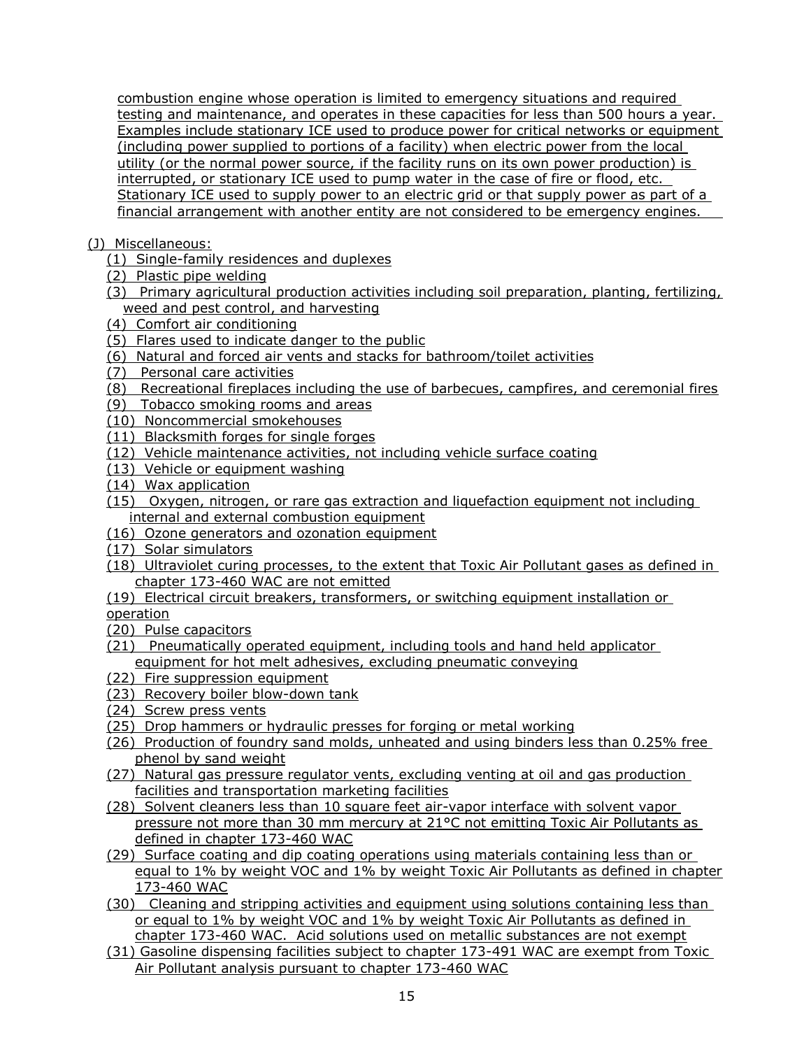combustion engine whose operation is limited to emergency situations and required testing and maintenance, and operates in these capacities for less than 500 hours a year. Examples include stationary ICE used to produce power for critical networks or equipment (including power supplied to portions of a facility) when electric power from the local utility (or the normal power source, if the facility runs on its own power production) is interrupted, or stationary ICE used to pump water in the case of fire or flood, etc. Stationary ICE used to supply power to an electric grid or that supply power as part of a financial arrangement with another entity are not considered to be emergency engines.

(J) Miscellaneous:

(1) Single-family residences and duplexes
(2) Plastic pipe welding
(3) Primary agricultural production activities including soil preparation, planting, fertilizing, weed and pest control, and harvesting
(4) Comfort air conditioning
(5) Flares used to indicate danger to the public
(6) Natural and forced air vents and stacks for bathroom/toilet activities
(7) Personal care activities
(8) Recreational fireplaces including the use of barbecues, campfires, and ceremonial fires
(9) Tobacco smoking rooms and areas
(10) Noncommercial smokehouses
(11) Blacksmith forges for single forges
(12) Vehicle maintenance activities, not including vehicle surface coating
(13) Vehicle or equipment washing
(14) Wax application
(15) Oxygen, nitrogen, or rare gas extraction and liquefaction equipment not including internal and external combustion equipment
(16) Ozone generators and ozonation equipment
(17) Solar simulators
(18) Ultraviolet curing processes, to the extent that Toxic Air Pollutant gases as defined in chapter 173-460 WAC are not emitted
(19) Electrical circuit breakers, transformers, or switching equipment installation or operation
(20) Pulse capacitors
(21) Pneumatically operated equipment, including tools and hand held applicator equipment for hot melt adhesives, excluding pneumatic conveying
(22) Fire suppression equipment
(23) Recovery boiler blow-down tank
(24) Screw press vents
(25) Drop hammers or hydraulic presses for forging or metal working
(26) Production of foundry sand molds, unheated and using binders less than 0.25% free phenol by sand weight
(27) Natural gas pressure regulator vents, excluding venting at oil and gas production facilities and transportation marketing facilities
(28) Solvent cleaners less than 10 square feet air-vapor interface with solvent vapor pressure not more than 30 mm mercury at 21°C not emitting Toxic Air Pollutants as defined in chapter 173-460 WAC
(29) Surface coating and dip coating operations using materials containing less than or equal to 1% by weight VOC and 1% by weight Toxic Air Pollutants as defined in chapter 173-460 WAC
(30) Cleaning and stripping activities and equipment using solutions containing less than or equal to 1% by weight VOC and 1% by weight Toxic Air Pollutants as defined in chapter 173-460 WAC. Acid solutions used on metallic substances are not exempt
(31) Gasoline dispensing facilities subject to chapter 173-491 WAC are exempt from Toxic Air Pollutant analysis pursuant to chapter 173-460 WAC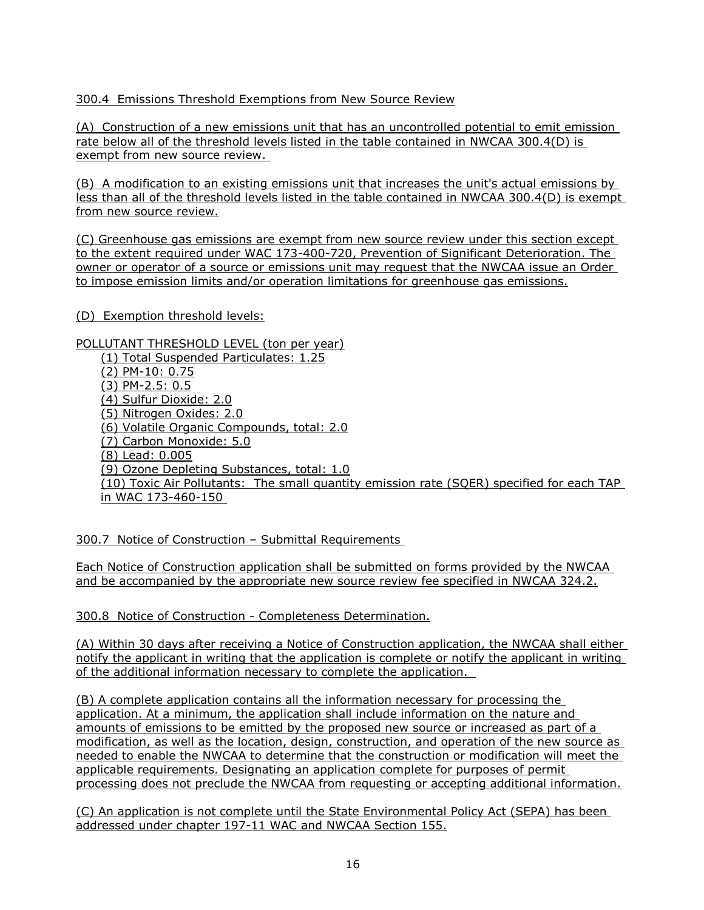300.4 Emissions Threshold Exemptions from New Source Review

(A) Construction of a new emissions unit that has an uncontrolled potential to emit emission rate below all of the threshold levels listed in the table contained in NWCAA 300.4(D) is exempt from new source review.

(B) A modification to an existing emissions unit that increases the unit's actual emissions by less than all of the threshold levels listed in the table contained in NWCAA 300.4(D) is exempt from new source review.

(C) Greenhouse gas emissions are exempt from new source review under this section except to the extent required under WAC 173-400-720, Prevention of Significant Deterioration. The owner or operator of a source or emissions unit may request that the NWCAA issue an Order to impose emission limits and/or operation limitations for greenhouse gas emissions.

(D) Exemption threshold levels:

POLLUTANT THRESHOLD LEVEL (ton per year)

(1) Total Suspended Particulates: 1.25
(2) PM-10: 0.75
(3) PM-2.5: 0.5
(4) Sulfur Dioxide: 2.0
(5) Nitrogen Oxides: 2.0
(6) Volatile Organic Compounds, total: 2.0
(7) Carbon Monoxide: 5.0
(8) Lead: 0.005
(9) Ozone Depleting Substances, total: 1.0
(10) Toxic Air Pollutants: The small quantity emission rate (SQER) specified for each TAP in WAC 173-460-150

300.7 Notice of Construction – Submittal Requirements

Each Notice of Construction application shall be submitted on forms provided by the NWCAA and be accompanied by the appropriate new source review fee specified in NWCAA 324.2.

300.8 Notice of Construction - Completeness Determination.

(A) Within 30 days after receiving a Notice of Construction application, the NWCAA shall either notify the applicant in writing that the application is complete or notify the applicant in writing of the additional information necessary to complete the application.

(B) A complete application contains all the information necessary for processing the application. At a minimum, the application shall include information on the nature and amounts of emissions to be emitted by the proposed new source or increased as part of a modification, as well as the location, design, construction, and operation of the new source as needed to enable the NWCAA to determine that the construction or modification will meet the applicable requirements. Designating an application complete for purposes of permit processing does not preclude the NWCAA from requesting or accepting additional information.

(C) An application is not complete until the State Environmental Policy Act (SEPA) has been addressed under chapter 197-11 WAC and NWCAA Section 155.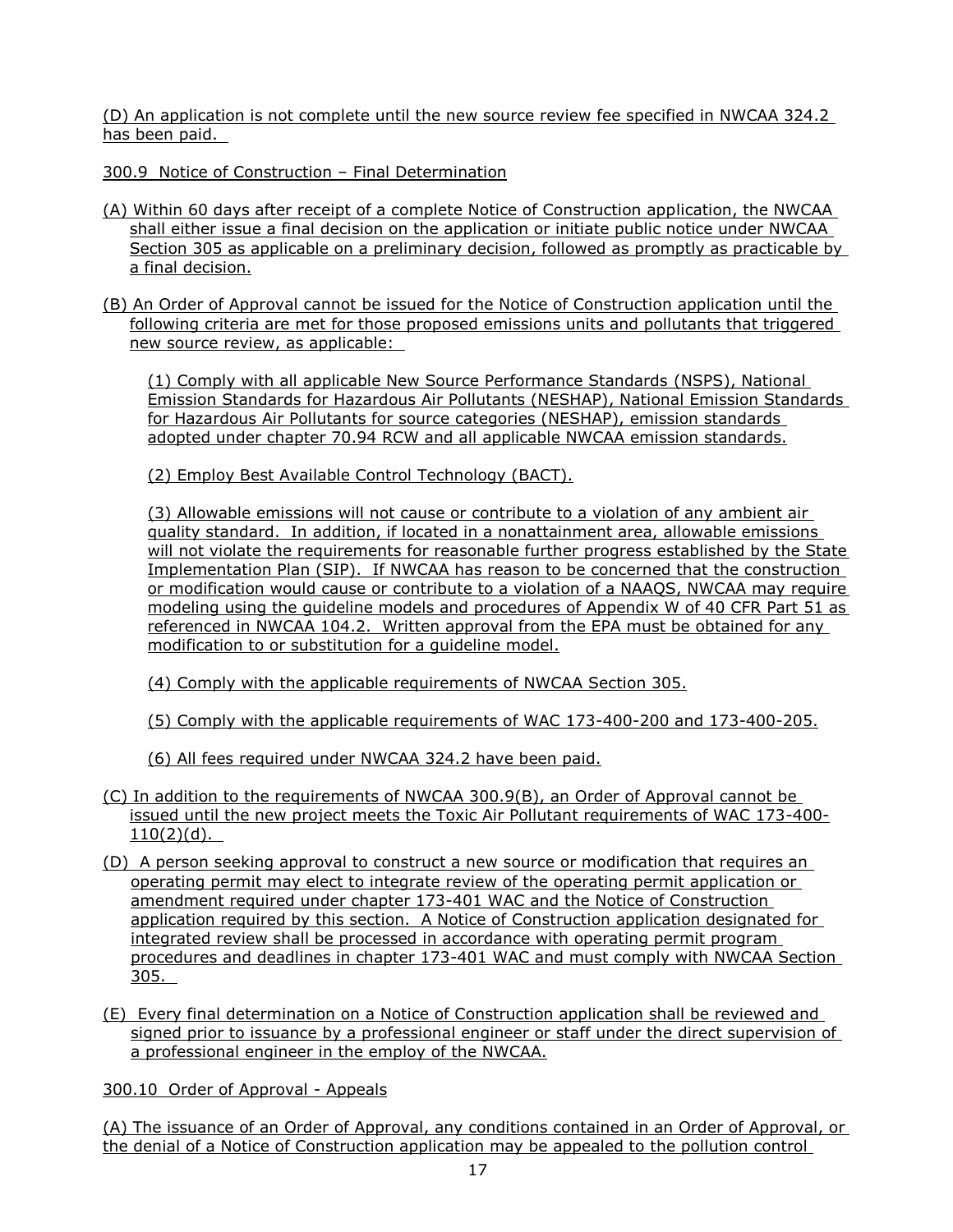(D) An application is not complete until the new source review fee specified in NWCAA 324.2 has been paid.

300.9 Notice of Construction – Final Determination

(A) Within 60 days after receipt of a complete Notice of Construction application, the NWCAA shall either issue a final decision on the application or initiate public notice under NWCAA Section 305 as applicable on a preliminary decision, followed as promptly as practicable by a final decision.

(B) An Order of Approval cannot be issued for the Notice of Construction application until the following criteria are met for those proposed emissions units and pollutants that triggered new source review, as applicable:

(1) Comply with all applicable New Source Performance Standards (NSPS), National Emission Standards for Hazardous Air Pollutants (NESHAP), National Emission Standards for Hazardous Air Pollutants for source categories (NESHAP), emission standards adopted under chapter 70.94 RCW and all applicable NWCAA emission standards.

(2) Employ Best Available Control Technology (BACT).

(3) Allowable emissions will not cause or contribute to a violation of any ambient air quality standard. In addition, if located in a nonattainment area, allowable emissions will not violate the requirements for reasonable further progress established by the State Implementation Plan (SIP). If NWCAA has reason to be concerned that the construction or modification would cause or contribute to a violation of a NAAQS, NWCAA may require modeling using the guideline models and procedures of Appendix W of 40 CFR Part 51 as referenced in NWCAA 104.2. Written approval from the EPA must be obtained for any modification to or substitution for a guideline model.

(4) Comply with the applicable requirements of NWCAA Section 305.

(5) Comply with the applicable requirements of WAC 173-400-200 and 173-400-205.

(6) All fees required under NWCAA 324.2 have been paid.

(C) In addition to the requirements of NWCAA 300.9(B), an Order of Approval cannot be issued until the new project meets the Toxic Air Pollutant requirements of WAC 173-400-110(2)(d).

(D) A person seeking approval to construct a new source or modification that requires an operating permit may elect to integrate review of the operating permit application or amendment required under chapter 173-401 WAC and the Notice of Construction application required by this section. A Notice of Construction application designated for integrated review shall be processed in accordance with operating permit program procedures and deadlines in chapter 173-401 WAC and must comply with NWCAA Section 305.

(E) Every final determination on a Notice of Construction application shall be reviewed and signed prior to issuance by a professional engineer or staff under the direct supervision of a professional engineer in the employ of the NWCAA.

300.10 Order of Approval - Appeals

(A) The issuance of an Order of Approval, any conditions contained in an Order of Approval, or the denial of a Notice of Construction application may be appealed to the pollution control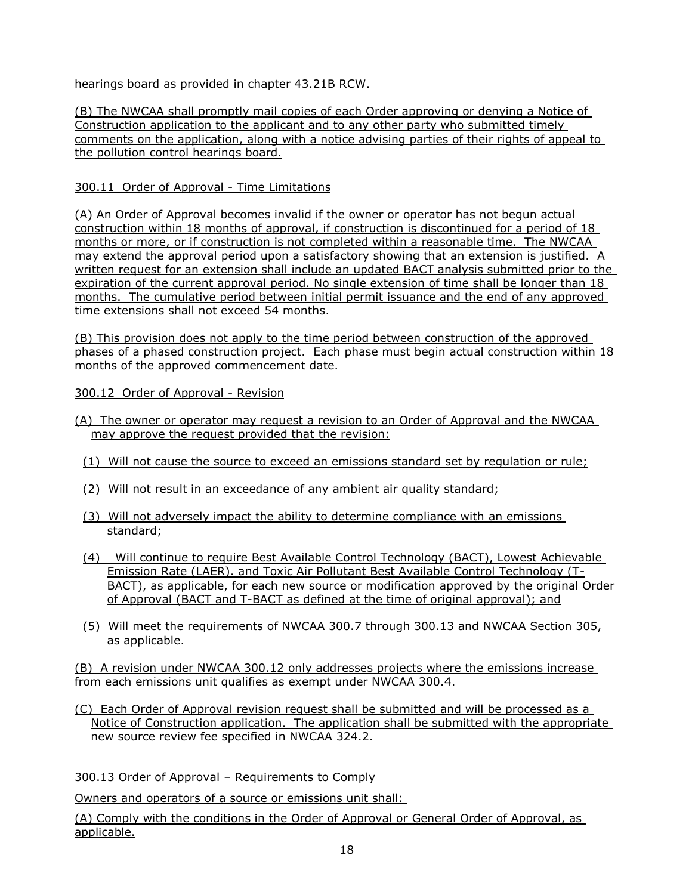hearings board as provided in chapter 43.21B RCW.

(B) The NWCAA shall promptly mail copies of each Order approving or denying a Notice of Construction application to the applicant and to any other party who submitted timely comments on the application, along with a notice advising parties of their rights of appeal to the pollution control hearings board.

300.11 Order of Approval - Time Limitations

(A) An Order of Approval becomes invalid if the owner or operator has not begun actual construction within 18 months of approval, if construction is discontinued for a period of 18 months or more, or if construction is not completed within a reasonable time. The NWCAA may extend the approval period upon a satisfactory showing that an extension is justified. A written request for an extension shall include an updated BACT analysis submitted prior to the expiration of the current approval period. No single extension of time shall be longer than 18 months. The cumulative period between initial permit issuance and the end of any approved time extensions shall not exceed 54 months.

(B) This provision does not apply to the time period between construction of the approved phases of a phased construction project. Each phase must begin actual construction within 18 months of the approved commencement date.

300.12 Order of Approval - Revision

(A) The owner or operator may request a revision to an Order of Approval and the NWCAA may approve the request provided that the revision:

(1) Will not cause the source to exceed an emissions standard set by regulation or rule;

(2) Will not result in an exceedance of any ambient air quality standard;

(3) Will not adversely impact the ability to determine compliance with an emissions standard;

(4) Will continue to require Best Available Control Technology (BACT), Lowest Achievable Emission Rate (LAER). and Toxic Air Pollutant Best Available Control Technology (T-BACT), as applicable, for each new source or modification approved by the original Order of Approval (BACT and T-BACT as defined at the time of original approval); and

(5) Will meet the requirements of NWCAA 300.7 through 300.13 and NWCAA Section 305, as applicable.

(B) A revision under NWCAA 300.12 only addresses projects where the emissions increase from each emissions unit qualifies as exempt under NWCAA 300.4.

(C) Each Order of Approval revision request shall be submitted and will be processed as a Notice of Construction application. The application shall be submitted with the appropriate new source review fee specified in NWCAA 324.2.

300.13 Order of Approval – Requirements to Comply

Owners and operators of a source or emissions unit shall:

(A) Comply with the conditions in the Order of Approval or General Order of Approval, as applicable.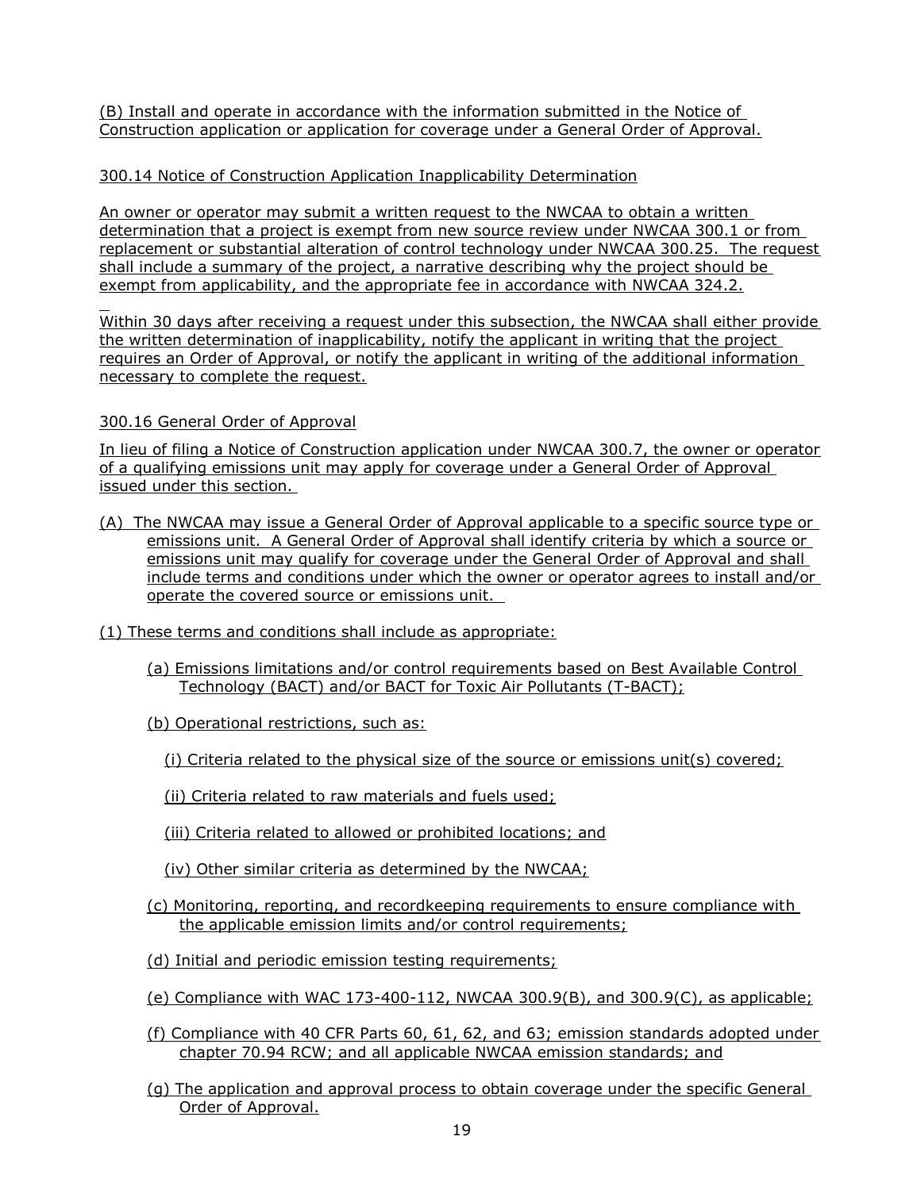(B) Install and operate in accordance with the information submitted in the Notice of Construction application or application for coverage under a General Order of Approval.

300.14 Notice of Construction Application Inapplicability Determination

An owner or operator may submit a written request to the NWCAA to obtain a written determination that a project is exempt from new source review under NWCAA 300.1 or from replacement or substantial alteration of control technology under NWCAA 300.25. The request shall include a summary of the project, a narrative describing why the project should be exempt from applicability, and the appropriate fee in accordance with NWCAA 324.2.

Within 30 days after receiving a request under this subsection, the NWCAA shall either provide the written determination of inapplicability, notify the applicant in writing that the project requires an Order of Approval, or notify the applicant in writing of the additional information necessary to complete the request.

300.16 General Order of Approval

In lieu of filing a Notice of Construction application under NWCAA 300.7, the owner or operator of a qualifying emissions unit may apply for coverage under a General Order of Approval issued under this section.

(A) The NWCAA may issue a General Order of Approval applicable to a specific source type or emissions unit. A General Order of Approval shall identify criteria by which a source or emissions unit may qualify for coverage under the General Order of Approval and shall include terms and conditions under which the owner or operator agrees to install and/or operate the covered source or emissions unit.

(1) These terms and conditions shall include as appropriate:

- (a) Emissions limitations and/or control requirements based on Best Available Control Technology (BACT) and/or BACT for Toxic Air Pollutants (T-BACT);
- (b) Operational restrictions, such as:
  - (i) Criteria related to the physical size of the source or emissions unit(s) covered;
  - (ii) Criteria related to raw materials and fuels used;
  - (iii) Criteria related to allowed or prohibited locations; and
  - (iv) Other similar criteria as determined by the NWCAA;
- (c) Monitoring, reporting, and recordkeeping requirements to ensure compliance with the applicable emission limits and/or control requirements;
- (d) Initial and periodic emission testing requirements;
- (e) Compliance with WAC 173-400-112, NWCAA 300.9(B), and 300.9(C), as applicable;
- (f) Compliance with 40 CFR Parts 60, 61, 62, and 63; emission standards adopted under chapter 70.94 RCW; and all applicable NWCAA emission standards; and
- (g) The application and approval process to obtain coverage under the specific General Order of Approval.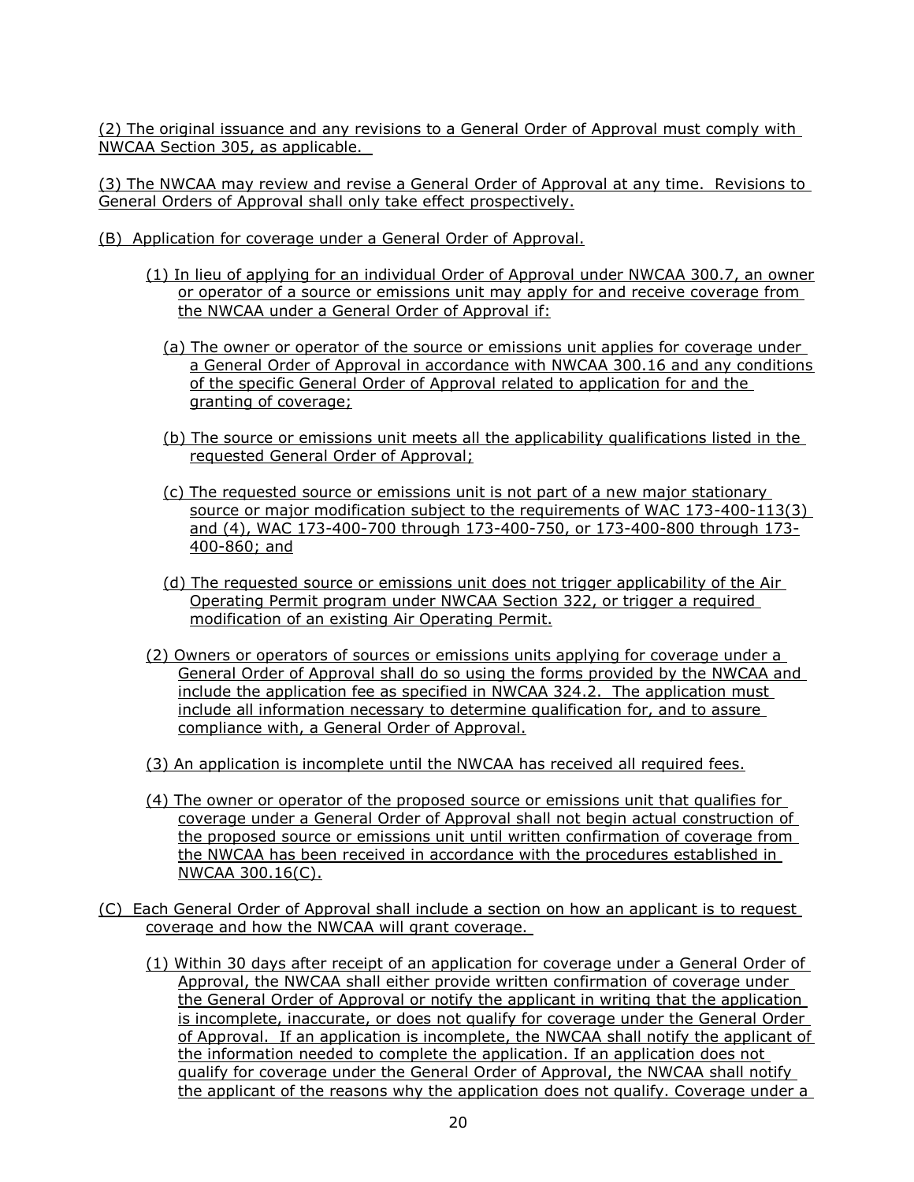(2) The original issuance and any revisions to a General Order of Approval must comply with NWCAA Section 305, as applicable.

(3) The NWCAA may review and revise a General Order of Approval at any time. Revisions to General Orders of Approval shall only take effect prospectively.

(B) Application for coverage under a General Order of Approval.

(1) In lieu of applying for an individual Order of Approval under NWCAA 300.7, an owner or operator of a source or emissions unit may apply for and receive coverage from the NWCAA under a General Order of Approval if:

(a) The owner or operator of the source or emissions unit applies for coverage under a General Order of Approval in accordance with NWCAA 300.16 and any conditions of the specific General Order of Approval related to application for and the granting of coverage;

(b) The source or emissions unit meets all the applicability qualifications listed in the requested General Order of Approval;

(c) The requested source or emissions unit is not part of a new major stationary source or major modification subject to the requirements of WAC 173-400-113(3) and (4), WAC 173-400-700 through 173-400-750, or 173-400-800 through 173-400-860; and

(d) The requested source or emissions unit does not trigger applicability of the Air Operating Permit program under NWCAA Section 322, or trigger a required modification of an existing Air Operating Permit.

(2) Owners or operators of sources or emissions units applying for coverage under a General Order of Approval shall do so using the forms provided by the NWCAA and include the application fee as specified in NWCAA 324.2. The application must include all information necessary to determine qualification for, and to assure compliance with, a General Order of Approval.

(3) An application is incomplete until the NWCAA has received all required fees.

(4) The owner or operator of the proposed source or emissions unit that qualifies for coverage under a General Order of Approval shall not begin actual construction of the proposed source or emissions unit until written confirmation of coverage from the NWCAA has been received in accordance with the procedures established in NWCAA 300.16(C).

(C) Each General Order of Approval shall include a section on how an applicant is to request coverage and how the NWCAA will grant coverage.

(1) Within 30 days after receipt of an application for coverage under a General Order of Approval, the NWCAA shall either provide written confirmation of coverage under the General Order of Approval or notify the applicant in writing that the application is incomplete, inaccurate, or does not qualify for coverage under the General Order of Approval. If an application is incomplete, the NWCAA shall notify the applicant of the information needed to complete the application. If an application does not qualify for coverage under the General Order of Approval, the NWCAA shall notify the applicant of the reasons why the application does not qualify. Coverage under a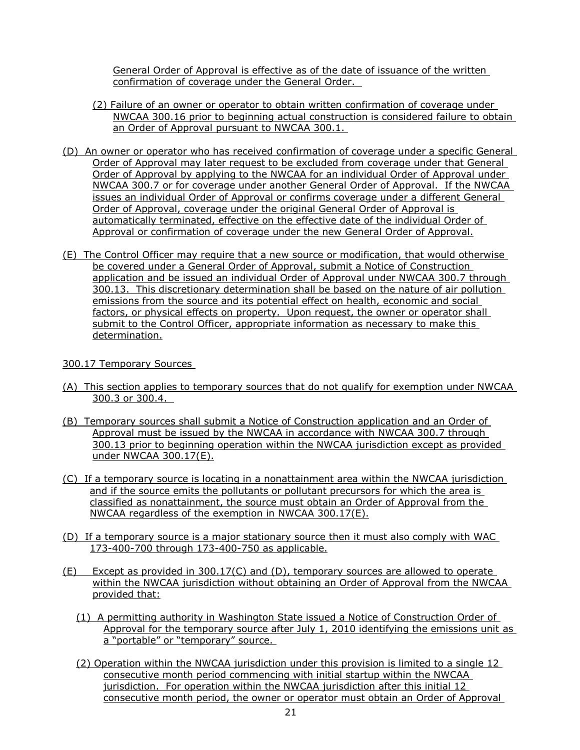General Order of Approval is effective as of the date of issuance of the written confirmation of coverage under the General Order.

(2) Failure of an owner or operator to obtain written confirmation of coverage under NWCAA 300.16 prior to beginning actual construction is considered failure to obtain an Order of Approval pursuant to NWCAA 300.1.

(D) An owner or operator who has received confirmation of coverage under a specific General Order of Approval may later request to be excluded from coverage under that General Order of Approval by applying to the NWCAA for an individual Order of Approval under NWCAA 300.7 or for coverage under another General Order of Approval. If the NWCAA issues an individual Order of Approval or confirms coverage under a different General Order of Approval, coverage under the original General Order of Approval is automatically terminated, effective on the effective date of the individual Order of Approval or confirmation of coverage under the new General Order of Approval.

(E) The Control Officer may require that a new source or modification, that would otherwise be covered under a General Order of Approval, submit a Notice of Construction application and be issued an individual Order of Approval under NWCAA 300.7 through 300.13. This discretionary determination shall be based on the nature of air pollution emissions from the source and its potential effect on health, economic and social factors, or physical effects on property. Upon request, the owner or operator shall submit to the Control Officer, appropriate information as necessary to make this determination.

300.17 Temporary Sources

(A) This section applies to temporary sources that do not qualify for exemption under NWCAA 300.3 or 300.4.

(B) Temporary sources shall submit a Notice of Construction application and an Order of Approval must be issued by the NWCAA in accordance with NWCAA 300.7 through 300.13 prior to beginning operation within the NWCAA jurisdiction except as provided under NWCAA 300.17(E).

(C) If a temporary source is locating in a nonattainment area within the NWCAA jurisdiction and if the source emits the pollutants or pollutant precursors for which the area is classified as nonattainment, the source must obtain an Order of Approval from the NWCAA regardless of the exemption in NWCAA 300.17(E).

(D) If a temporary source is a major stationary source then it must also comply with WAC 173-400-700 through 173-400-750 as applicable.

(E) Except as provided in 300.17(C) and (D), temporary sources are allowed to operate within the NWCAA jurisdiction without obtaining an Order of Approval from the NWCAA provided that:

(1) A permitting authority in Washington State issued a Notice of Construction Order of Approval for the temporary source after July 1, 2010 identifying the emissions unit as a "portable" or "temporary" source.

(2) Operation within the NWCAA jurisdiction under this provision is limited to a single 12 consecutive month period commencing with initial startup within the NWCAA jurisdiction. For operation within the NWCAA jurisdiction after this initial 12 consecutive month period, the owner or operator must obtain an Order of Approval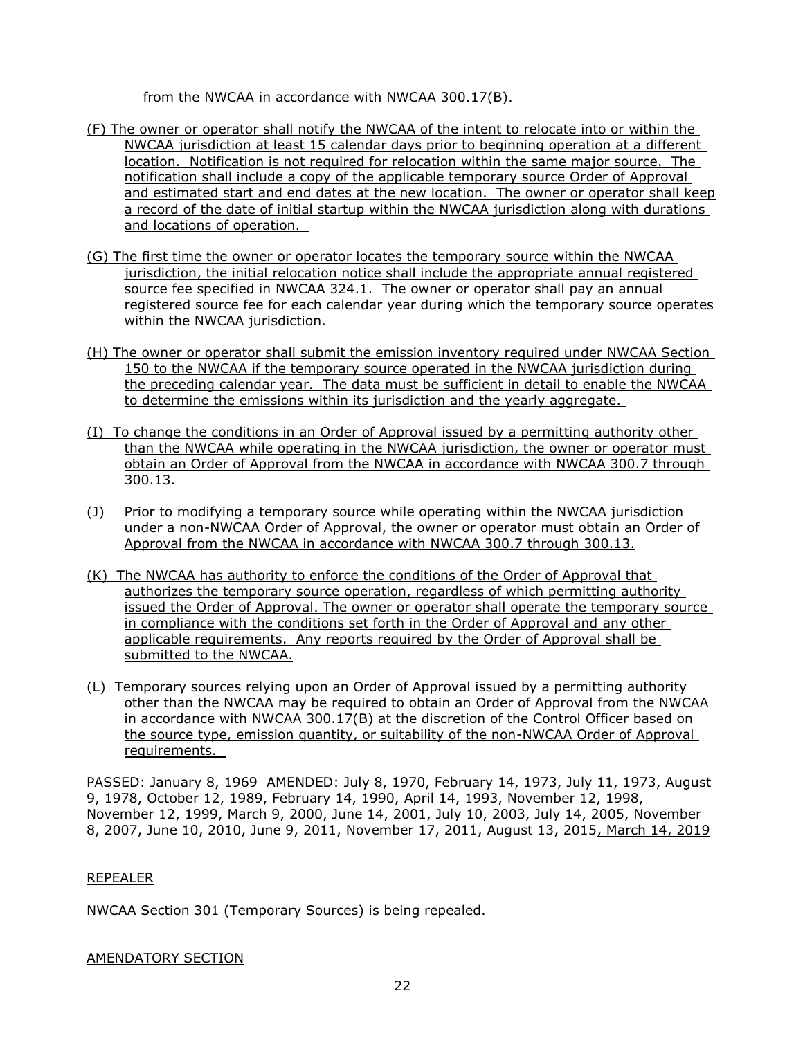from the NWCAA in accordance with NWCAA 300.17(B).

(F) The owner or operator shall notify the NWCAA of the intent to relocate into or within the NWCAA jurisdiction at least 15 calendar days prior to beginning operation at a different location. Notification is not required for relocation within the same major source. The notification shall include a copy of the applicable temporary source Order of Approval and estimated start and end dates at the new location. The owner or operator shall keep a record of the date of initial startup within the NWCAA jurisdiction along with durations and locations of operation.

(G) The first time the owner or operator locates the temporary source within the NWCAA jurisdiction, the initial relocation notice shall include the appropriate annual registered source fee specified in NWCAA 324.1. The owner or operator shall pay an annual registered source fee for each calendar year during which the temporary source operates within the NWCAA jurisdiction.

(H) The owner or operator shall submit the emission inventory required under NWCAA Section 150 to the NWCAA if the temporary source operated in the NWCAA jurisdiction during the preceding calendar year. The data must be sufficient in detail to enable the NWCAA to determine the emissions within its jurisdiction and the yearly aggregate.

(I) To change the conditions in an Order of Approval issued by a permitting authority other than the NWCAA while operating in the NWCAA jurisdiction, the owner or operator must obtain an Order of Approval from the NWCAA in accordance with NWCAA 300.7 through 300.13.

(J) Prior to modifying a temporary source while operating within the NWCAA jurisdiction under a non-NWCAA Order of Approval, the owner or operator must obtain an Order of Approval from the NWCAA in accordance with NWCAA 300.7 through 300.13.

(K) The NWCAA has authority to enforce the conditions of the Order of Approval that authorizes the temporary source operation, regardless of which permitting authority issued the Order of Approval. The owner or operator shall operate the temporary source in compliance with the conditions set forth in the Order of Approval and any other applicable requirements. Any reports required by the Order of Approval shall be submitted to the NWCAA.

(L) Temporary sources relying upon an Order of Approval issued by a permitting authority other than the NWCAA may be required to obtain an Order of Approval from the NWCAA in accordance with NWCAA 300.17(B) at the discretion of the Control Officer based on the source type, emission quantity, or suitability of the non-NWCAA Order of Approval requirements.

PASSED: January 8, 1969 AMENDED: July 8, 1970, February 14, 1973, July 11, 1973, August 9, 1978, October 12, 1989, February 14, 1990, April 14, 1993, November 12, 1998, November 12, 1999, March 9, 2000, June 14, 2001, July 10, 2003, July 14, 2005, November 8, 2007, June 10, 2010, June 9, 2011, November 17, 2011, August 13, 2015, March 14, 2019

REPEALER

NWCAA Section 301 (Temporary Sources) is being repealed.

AMENDATORY SECTION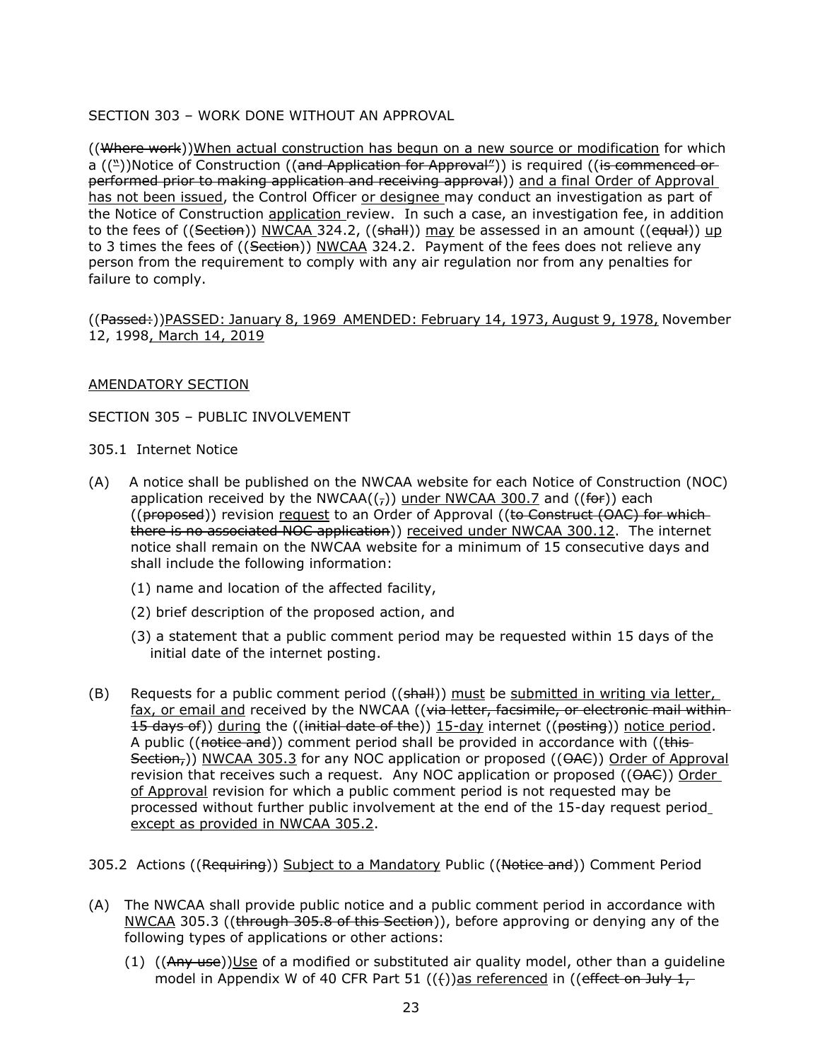SECTION 303 – WORK DONE WITHOUT AN APPROVAL

((Where work))When actual construction has begun on a new source or modification for which a ((")) Notice of Construction ((and Application for Approval")) is required ((is commenced or performed prior to making application and receiving approval)) and a final Order of Approval has not been issued, the Control Officer or designee may conduct an investigation as part of the Notice of Construction application review. In such a case, an investigation fee, in addition to the fees of ((Section)) NWCAA 324.2, ((shall)) may be assessed in an amount ((equal)) up to 3 times the fees of ((Section)) NWCAA 324.2. Payment of the fees does not relieve any person from the requirement to comply with any air regulation nor from any penalties for failure to comply.

((Passed:))PASSED: January 8, 1969 AMENDED: February 14, 1973, August 9, 1978, November 12, 1998, March 14, 2019

AMENDATORY SECTION

SECTION 305 – PUBLIC INVOLVEMENT

305.1 Internet Notice

(A) A notice shall be published on the NWCAA website for each Notice of Construction (NOC) application received by the NWCAA((,)) under NWCAA 300.7 and ((for)) each ((proposed)) revision request to an Order of Approval ((to Construct (OAC) for which there is no associated NOC application)) received under NWCAA 300.12. The internet notice shall remain on the NWCAA website for a minimum of 15 consecutive days and shall include the following information:

   (1) name and location of the affected facility,

   (2) brief description of the proposed action, and

   (3) a statement that a public comment period may be requested within 15 days of the initial date of the internet posting.

(B) Requests for a public comment period ((shall)) must be submitted in writing via letter, fax, or email and received by the NWCAA ((via letter, facsimile, or electronic mail within 15 days of)) during the ((initial date of the)) 15-day internet ((posting)) notice period. A public ((notice and)) comment period shall be provided in accordance with ((this Section,)) NWCAA 305.3 for any NOC application or proposed ((OAC)) Order of Approval revision that receives such a request. Any NOC application or proposed ((OAC)) Order of Approval revision for which a public comment period is not requested may be processed without further public involvement at the end of the 15-day request period except as provided in NWCAA 305.2.

305.2 Actions ((Requiring)) Subject to a Mandatory Public ((Notice and)) Comment Period

(A) The NWCAA shall provide public notice and a public comment period in accordance with NWCAA 305.3 ((through 305.8 of this Section)), before approving or denying any of the following types of applications or other actions:

   (1) ((Any use))Use of a modified or substituted air quality model, other than a guideline model in Appendix W of 40 CFR Part 51 ((())as referenced in ((effect on July 1,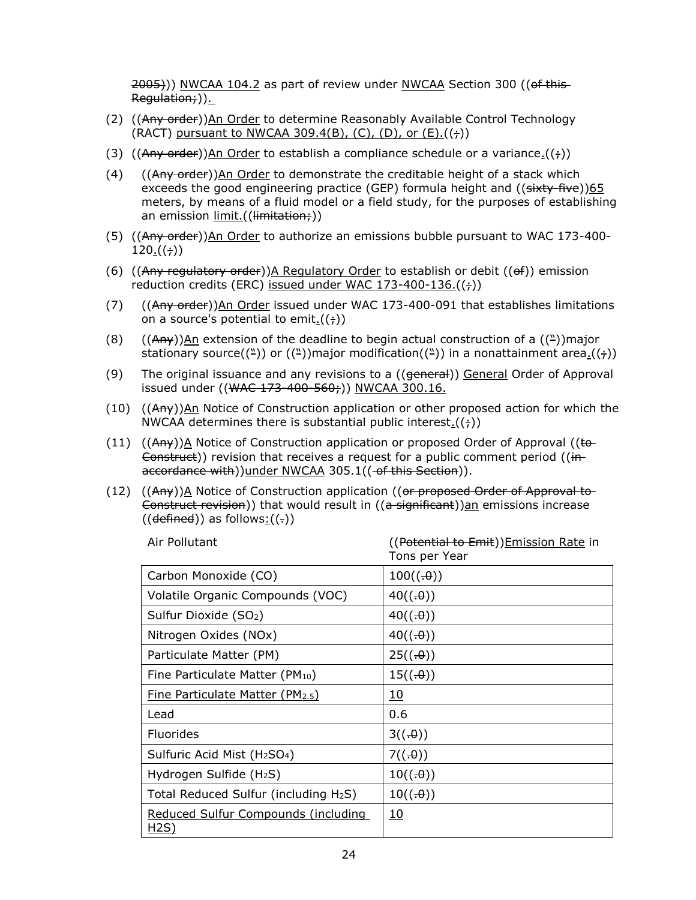2005))) NWCAA 104.2 as part of review under NWCAA Section 300 ((of this Regulation;)).

(2) ((Any order))An Order to determine Reasonably Available Control Technology (RACT) pursuant to NWCAA 309.4(B), (C), (D), or (E).((;))

(3) ((Any order))An Order to establish a compliance schedule or a variance.((;))

(4) ((Any order))An Order to demonstrate the creditable height of a stack which exceeds the good engineering practice (GEP) formula height and ((sixty-five))65 meters, by means of a fluid model or a field study, for the purposes of establishing an emission limit.((limitation;))

(5) ((Any order))An Order to authorize an emissions bubble pursuant to WAC 173-400-120.((;))

(6) ((Any regulatory order))A Regulatory Order to establish or debit ((of)) emission reduction credits (ERC) issued under WAC 173-400-136.((;))

(7) ((Any order))An Order issued under WAC 173-400-091 that establishes limitations on a source's potential to emit.((;))

(8) ((Any))An extension of the deadline to begin actual construction of a ((")) major stationary source((")) or ((")) major modification((")) in a nonattainment area.((;))

(9) The original issuance and any revisions to a ((general)) General Order of Approval issued under ((WAC 173-400-560;)) NWCAA 300.16.

(10) ((Any))An Notice of Construction application or other proposed action for which the NWCAA determines there is substantial public interest.((;))

(11) ((Any))A Notice of Construction application or proposed Order of Approval ((to Construct)) revision that receives a request for a public comment period ((in accordance with))under NWCAA 305.1((of this Section)).

(12) ((Any))A Notice of Construction application ((or proposed Order of Approval to Construct revision)) that would result in ((a significant))an emissions increase ((defined)) as follows:((.))

| Air Pollutant | ((Potential to Emit))Emission Rate in Tons per Year |
|---|---|
| Carbon Monoxide (CO) | 100((.0)) |
| Volatile Organic Compounds (VOC) | 40((.0)) |
| Sulfur Dioxide ($SO_2$) | 40((.0)) |
| Nitrogen Oxides (NOx) | 40((.0)) |
| Particulate Matter (PM) | 25((.0)) |
| Fine Particulate Matter ($PM_{10}$) | 15((.0)) |
| Fine Particulate Matter ($PM_{2.5}$) | 10 |
| Lead | 0.6 |
| Fluorides | 3((.0)) |
| Sulfuric Acid Mist ($H_2SO_4$) | 7((.0)) |
| Hydrogen Sulfide ($H_2S$) | 10((.0)) |
| Total Reduced Sulfur (including $H_2S$) | 10((.0)) |
| Reduced Sulfur Compounds (including H2S) | 10 |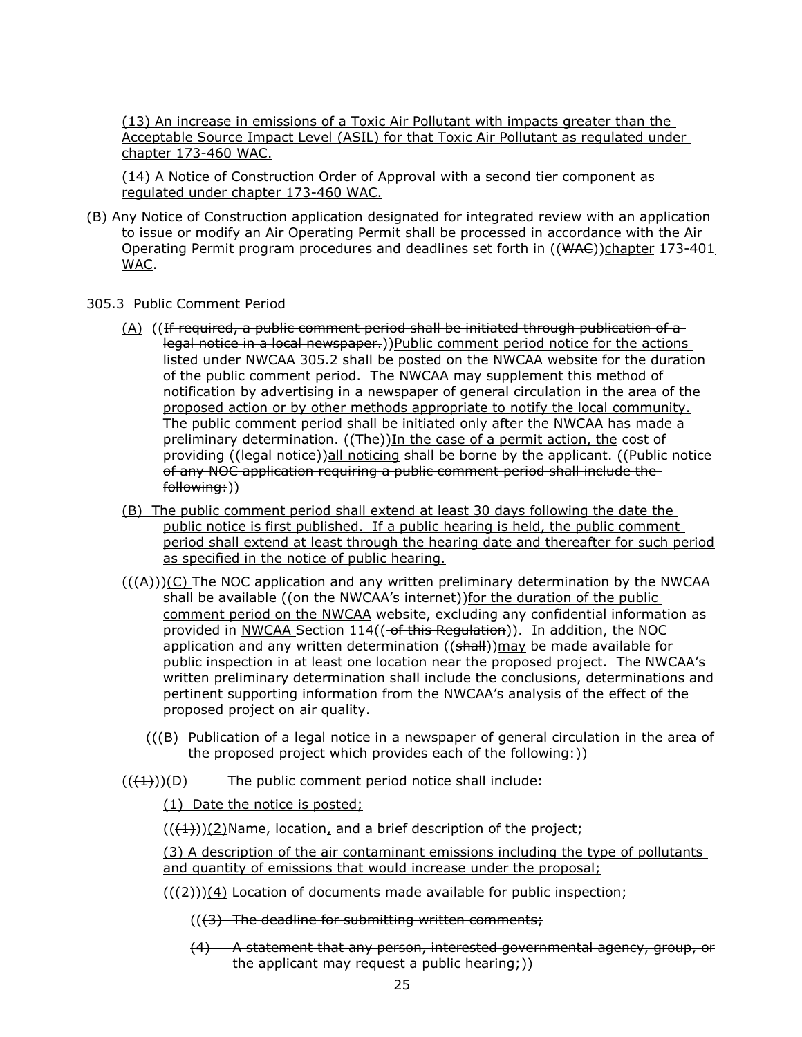(13) An increase in emissions of a Toxic Air Pollutant with impacts greater than the Acceptable Source Impact Level (ASIL) for that Toxic Air Pollutant as regulated under chapter 173-460 WAC.

(14) A Notice of Construction Order of Approval with a second tier component as regulated under chapter 173-460 WAC.

(B) Any Notice of Construction application designated for integrated review with an application to issue or modify an Air Operating Permit shall be processed in accordance with the Air Operating Permit program procedures and deadlines set forth in ((WAC))chapter 173-401 WAC.

305.3 Public Comment Period

(A) ((If required, a public comment period shall be initiated through publication of a legal notice in a local newspaper.))Public comment period notice for the actions listed under NWCAA 305.2 shall be posted on the NWCAA website for the duration of the public comment period. The NWCAA may supplement this method of notification by advertising in a newspaper of general circulation in the area of the proposed action or by other methods appropriate to notify the local community. The public comment period shall be initiated only after the NWCAA has made a preliminary determination. ((The))In the case of a permit action, the cost of providing ((legal notice))all noticing shall be borne by the applicant. ((Public notice of any NOC application requiring a public comment period shall include the following:))

(B) The public comment period shall extend at least 30 days following the date the public notice is first published. If a public hearing is held, the public comment period shall extend at least through the hearing date and thereafter for such period as specified in the notice of public hearing.

(((A)))(C) The NOC application and any written preliminary determination by the NWCAA shall be available ((on the NWCAA's internet))for the duration of the public comment period on the NWCAA website, excluding any confidential information as provided in NWCAA Section 114(( of this Regulation)). In addition, the NOC application and any written determination ((shall))may be made available for public inspection in at least one location near the proposed project. The NWCAA's written preliminary determination shall include the conclusions, determinations and pertinent supporting information from the NWCAA's analysis of the effect of the proposed project on air quality.

(((B) Publication of a legal notice in a newspaper of general circulation in the area of the proposed project which provides each of the following:))

(((1)))(D) The public comment period notice shall include:

(1) Date the notice is posted;

(((1)))(2)Name, location, and a brief description of the project;

(3) A description of the air contaminant emissions including the type of pollutants and quantity of emissions that would increase under the proposal;

(((2)))(4) Location of documents made available for public inspection;

(((3) The deadline for submitting written comments;

(4) A statement that any person, interested governmental agency, group, or the applicant may request a public hearing;))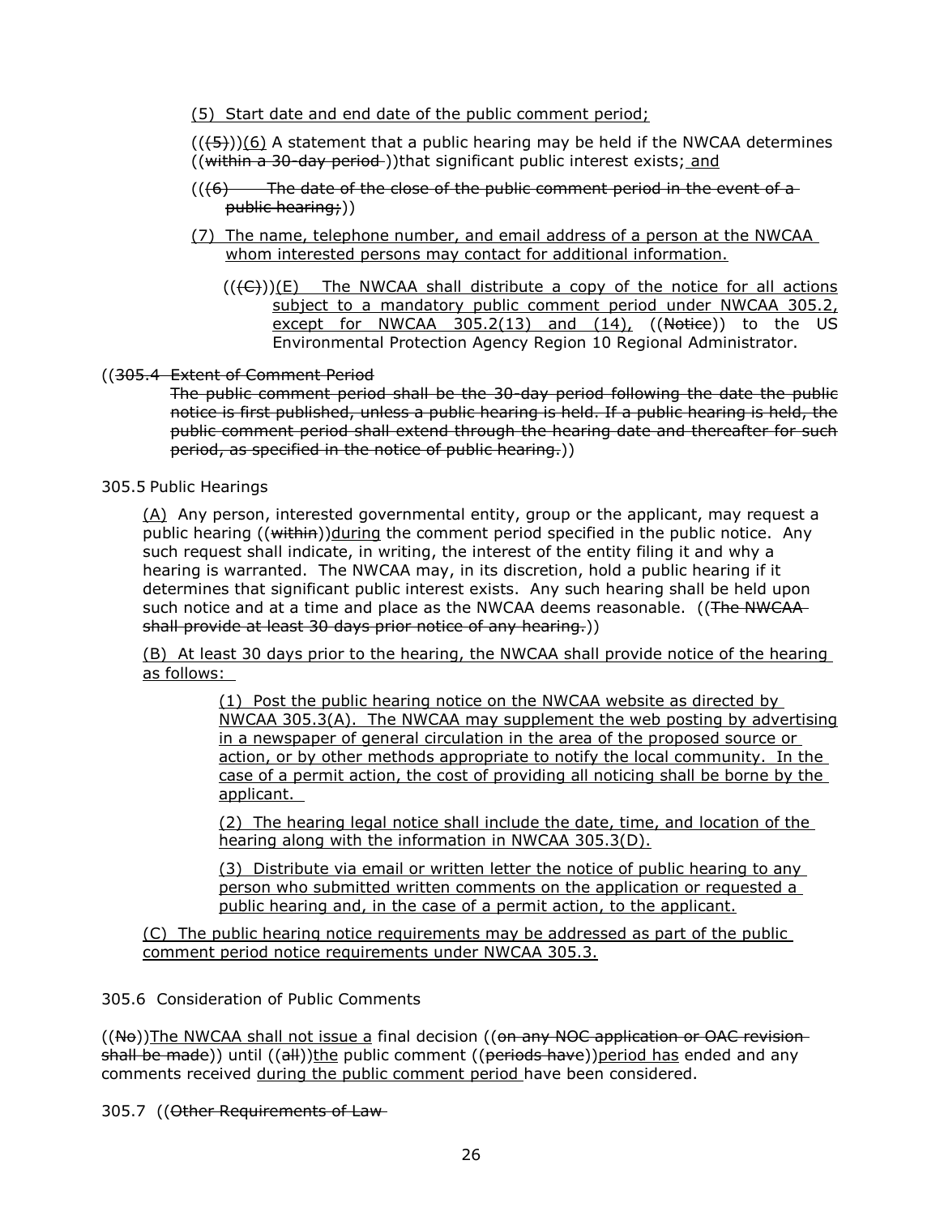<u>(5) Start date and end date of the public comment period;</u>

((~~(5)~~))<u>(6)</u> A statement that a public hearing may be held if the NWCAA determines ((~~within a 30-day period~~ ))that significant public interest exists;<u> and</u>

((~~(6) The date of the close of the public comment period in the event of a public hearing;~~))

<u>(7) The name, telephone number, and email address of a person at the NWCAA whom interested persons may contact for additional information.</u>

((~~(C)~~))<u>(E)</u> The NWCAA shall distribute a copy of the notice <u>for all actions subject to a mandatory public comment period under NWCAA 305.2, except for NWCAA 305.2(13) and (14),</u> ((~~Notice~~)) to the US Environmental Protection Agency Region 10 Regional Administrator.

((~~305.4 Extent of Comment Period~~

~~The public comment period shall be the 30-day period following the date the public notice is first published, unless a public hearing is held. If a public hearing is held, the public comment period shall extend through the hearing date and thereafter for such period, as specified in the notice of public hearing.~~))

305.5 Public Hearings

<u>(A)</u> Any person, interested governmental entity, group or the applicant, may request a public hearing ((~~within~~))<u>during</u> the comment period specified in the public notice. Any such request shall indicate, in writing, the interest of the entity filing it and why a hearing is warranted. The NWCAA may, in its discretion, hold a public hearing if it determines that significant public interest exists. Any such hearing shall be held upon such notice and at a time and place as the NWCAA deems reasonable. ((~~The NWCAA shall provide at least 30 days prior notice of any hearing.~~))

<u>(B) At least 30 days prior to the hearing, the NWCAA shall provide notice of the hearing as follows:</u>

<u>(1) Post the public hearing notice on the NWCAA website as directed by NWCAA 305.3(A). The NWCAA may supplement the web posting by advertising in a newspaper of general circulation in the area of the proposed source or action, or by other methods appropriate to notify the local community. In the case of a permit action, the cost of providing all noticing shall be borne by the applicant.</u>

<u>(2) The hearing legal notice shall include the date, time, and location of the hearing along with the information in NWCAA 305.3(D).</u>

<u>(3) Distribute via email or written letter the notice of public hearing to any person who submitted written comments on the application or requested a public hearing and, in the case of a permit action, to the applicant.</u>

<u>(C) The public hearing notice requirements may be addressed as part of the public comment period notice requirements under NWCAA 305.3.</u>

305.6 Consideration of Public Comments

((~~No~~))<u>The NWCAA shall not issue a</u> final decision ((~~on any NOC application or OAC revision shall be made~~)) until ((~~all~~))<u>the</u> public comment ((~~periods have~~))<u>period has</u> ended and any comments received <u>during the public comment period</u> have been considered.

305.7 ((~~Other Requirements of Law~~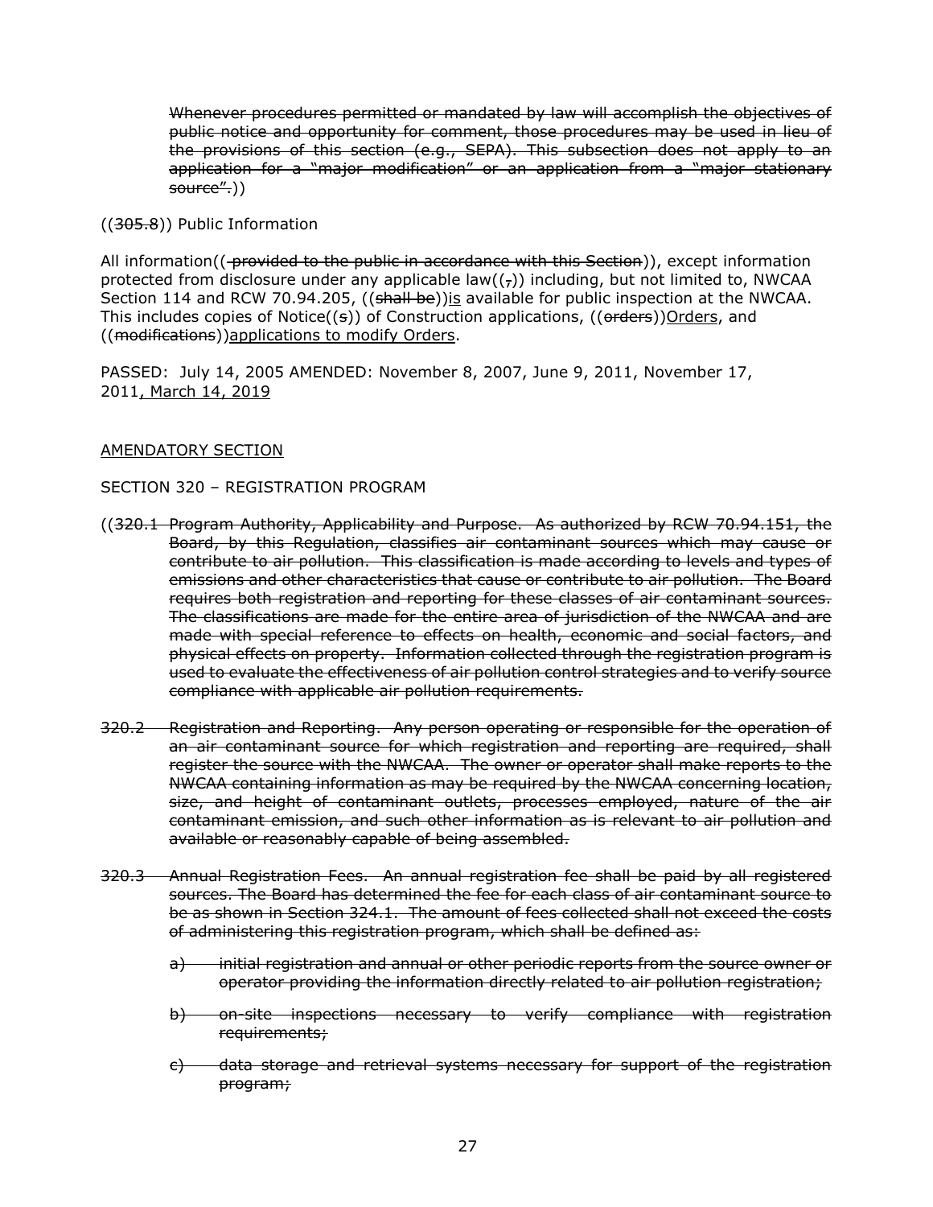~~Whenever procedures permitted or mandated by law will accomplish the objectives of public notice and opportunity for comment, those procedures may be used in lieu of the provisions of this section (e.g., SEPA). This subsection does not apply to an application for a "major modification" or an application from a "major stationary source".~~))

((~~305.8~~)) Public Information

All information((~~ provided to the public in accordance with this Section~~)), except information protected from disclosure under any applicable law((~~,~~)) including, but not limited to, NWCAA Section 114 and RCW 70.94.205, ((~~shall be~~))is available for public inspection at the NWCAA. This includes copies of Notice((~~s~~)) of Construction applications, ((~~orders~~))Orders, and ((~~modifications~~))applications to modify Orders.

PASSED: July 14, 2005 AMENDED: November 8, 2007, June 9, 2011, November 17, 2011, March 14, 2019

AMENDATORY SECTION

SECTION 320 – REGISTRATION PROGRAM

((~~320.1 Program Authority, Applicability and Purpose. As authorized by RCW 70.94.151, the Board, by this Regulation, classifies air contaminant sources which may cause or contribute to air pollution. This classification is made according to levels and types of emissions and other characteristics that cause or contribute to air pollution. The Board requires both registration and reporting for these classes of air contaminant sources. The classifications are made for the entire area of jurisdiction of the NWCAA and are made with special reference to effects on health, economic and social factors, and physical effects on property. Information collected through the registration program is used to evaluate the effectiveness of air pollution control strategies and to verify source compliance with applicable air pollution requirements.~~

~~320.2 Registration and Reporting. Any person operating or responsible for the operation of an air contaminant source for which registration and reporting are required, shall register the source with the NWCAA. The owner or operator shall make reports to the NWCAA containing information as may be required by the NWCAA concerning location, size, and height of contaminant outlets, processes employed, nature of the air contaminant emission, and such other information as is relevant to air pollution and available or reasonably capable of being assembled.~~

~~320.3 Annual Registration Fees. An annual registration fee shall be paid by all registered sources. The Board has determined the fee for each class of air contaminant source to be as shown in Section 324.1. The amount of fees collected shall not exceed the costs of administering this registration program, which shall be defined as:~~

~~a) initial registration and annual or other periodic reports from the source owner or operator providing the information directly related to air pollution registration;~~

~~b) on-site inspections necessary to verify compliance with registration requirements;~~

~~c) data storage and retrieval systems necessary for support of the registration program;~~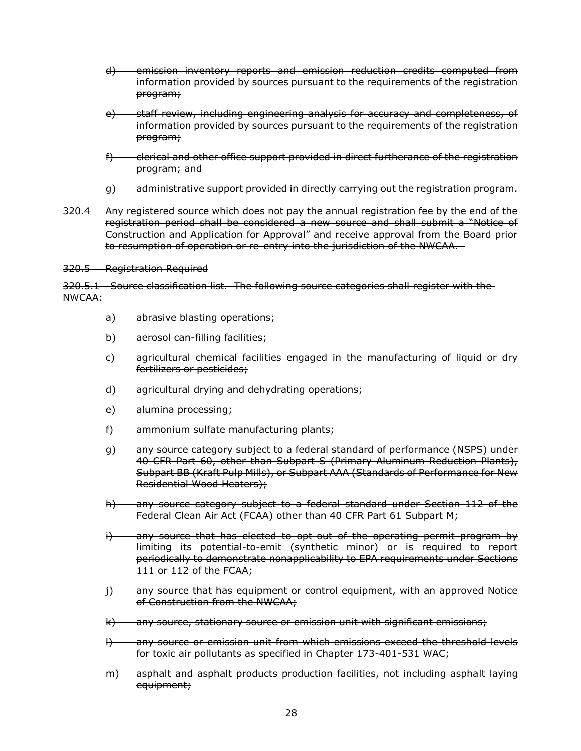- ~~d) emission inventory reports and emission reduction credits computed from information provided by sources pursuant to the requirements of the registration program;~~

- ~~e) staff review, including engineering analysis for accuracy and completeness, of information provided by sources pursuant to the requirements of the registration program;~~

- ~~f) clerical and other office support provided in direct furtherance of the registration program; and~~

- ~~g) administrative support provided in directly carrying out the registration program.~~

~~320.4 Any registered source which does not pay the annual registration fee by the end of the registration period shall be considered a new source and shall submit a "Notice of Construction and Application for Approval" and receive approval from the Board prior to resumption of operation or re-entry into the jurisdiction of the NWCAA.~~

~~320.5 Registration Required~~

~~320.5.1 Source classification list. The following source categories shall register with the NWCAA:~~

- ~~a) abrasive blasting operations;~~

- ~~b) aerosol can-filling facilities;~~

- ~~c) agricultural chemical facilities engaged in the manufacturing of liquid or dry fertilizers or pesticides;~~

- ~~d) agricultural drying and dehydrating operations;~~

- ~~e) alumina processing;~~

- ~~f) ammonium sulfate manufacturing plants;~~

- ~~g) any source category subject to a federal standard of performance (NSPS) under 40 CFR Part 60, other than Subpart S (Primary Aluminum Reduction Plants), Subpart BB (Kraft Pulp Mills), or Subpart AAA (Standards of Performance for New Residential Wood Heaters);~~

- ~~h) any source category subject to a federal standard under Section 112 of the Federal Clean Air Act (FCAA) other than 40 CFR Part 61 Subpart M;~~

- ~~i) any source that has elected to opt-out of the operating permit program by limiting its potential-to-emit (synthetic minor) or is required to report periodically to demonstrate nonapplicability to EPA requirements under Sections 111 or 112 of the FCAA;~~

- ~~j) any source that has equipment or control equipment, with an approved Notice of Construction from the NWCAA;~~

- ~~k) any source, stationary source or emission unit with significant emissions;~~

- ~~l) any source or emission unit from which emissions exceed the threshold levels for toxic air pollutants as specified in Chapter 173-401-531 WAC;~~

- ~~m) asphalt and asphalt products production facilities, not including asphalt laying equipment;~~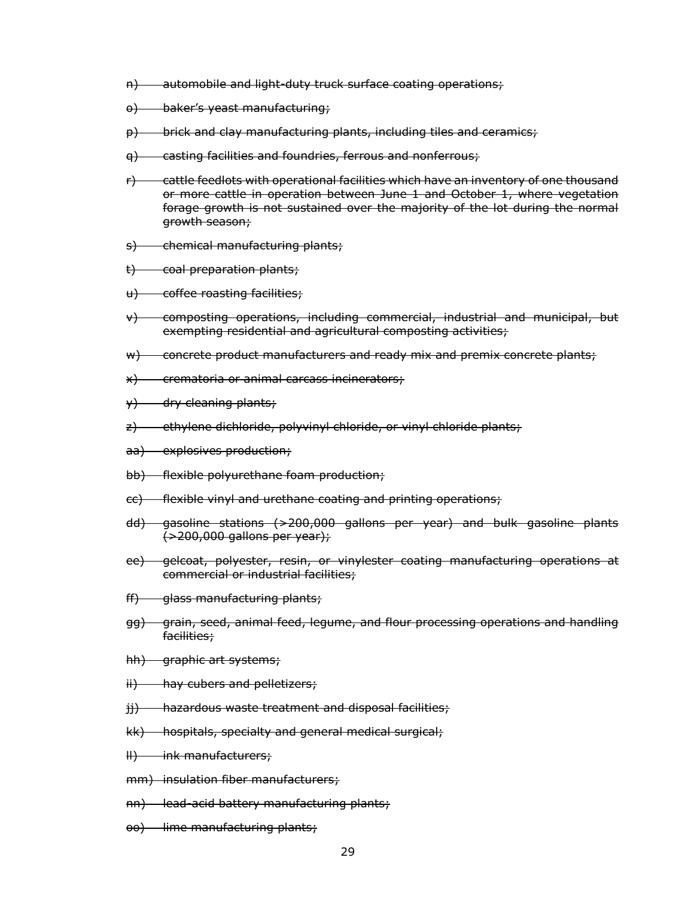~~n) automobile and light-duty truck surface coating operations;~~

~~o) baker's yeast manufacturing;~~

~~p) brick and clay manufacturing plants, including tiles and ceramics;~~

~~q) casting facilities and foundries, ferrous and nonferrous;~~

~~r) cattle feedlots with operational facilities which have an inventory of one thousand or more cattle in operation between June 1 and October 1, where vegetation forage growth is not sustained over the majority of the lot during the normal growth season;~~

~~s) chemical manufacturing plants;~~

~~t) coal preparation plants;~~

~~u) coffee roasting facilities;~~

~~v) composting operations, including commercial, industrial and municipal, but exempting residential and agricultural composting activities;~~

~~w) concrete product manufacturers and ready mix and premix concrete plants;~~

~~x) crematoria or animal carcass incinerators;~~

~~y) dry cleaning plants;~~

~~z) ethylene dichloride, polyvinyl chloride, or vinyl chloride plants;~~

~~aa) explosives production;~~

~~bb) flexible polyurethane foam production;~~

~~cc) flexible vinyl and urethane coating and printing operations;~~

~~dd) gasoline stations (>200,000 gallons per year) and bulk gasoline plants (>200,000 gallons per year);~~

~~ee) gelcoat, polyester, resin, or vinylester coating manufacturing operations at commercial or industrial facilities;~~

~~ff) glass manufacturing plants;~~

~~gg) grain, seed, animal feed, legume, and flour processing operations and handling facilities;~~

~~hh) graphic art systems;~~

~~ii) hay cubers and pelletizers;~~

~~jj) hazardous waste treatment and disposal facilities;~~

~~kk) hospitals, specialty and general medical surgical;~~

~~ll) ink manufacturers;~~

~~mm) insulation fiber manufacturers;~~

~~nn) lead-acid battery manufacturing plants;~~

~~oo) lime manufacturing plants;~~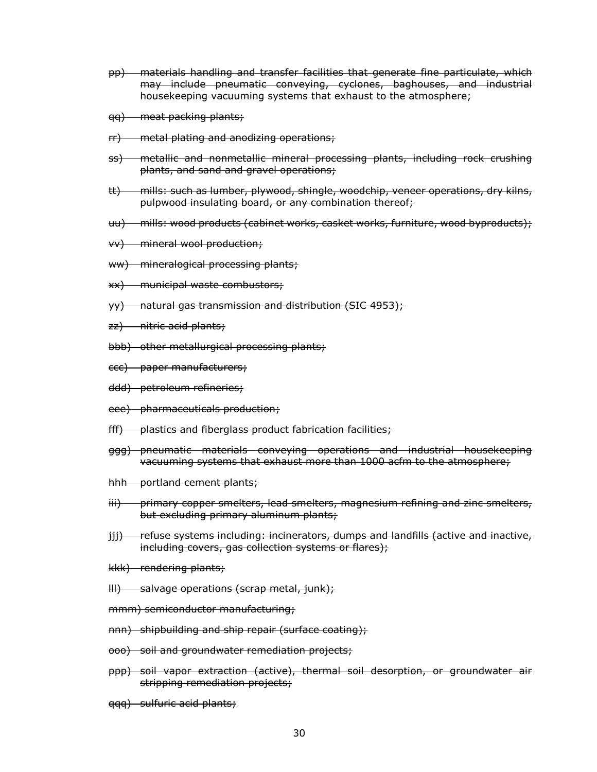~~pp) materials handling and transfer facilities that generate fine particulate, which may include pneumatic conveying, cyclones, baghouses, and industrial housekeeping vacuuming systems that exhaust to the atmosphere;~~

~~qq) meat packing plants;~~

~~rr) metal plating and anodizing operations;~~

~~ss) metallic and nonmetallic mineral processing plants, including rock crushing plants, and sand and gravel operations;~~

~~tt) mills: such as lumber, plywood, shingle, woodchip, veneer operations, dry kilns, pulpwood insulating board, or any combination thereof;~~

~~uu) mills: wood products (cabinet works, casket works, furniture, wood byproducts);~~

~~vv) mineral wool production;~~

~~ww) mineralogical processing plants;~~

~~xx) municipal waste combustors;~~

~~yy) natural gas transmission and distribution (SIC 4953);~~

~~zz) nitric acid plants;~~

~~bbb) other metallurgical processing plants;~~

~~ccc) paper manufacturers;~~

~~ddd) petroleum refineries;~~

~~eee) pharmaceuticals production;~~

~~fff) plastics and fiberglass product fabrication facilities;~~

~~ggg) pneumatic materials conveying operations and industrial housekeeping vacuuming systems that exhaust more than 1000 acfm to the atmosphere;~~

~~hhh portland cement plants;~~

~~iii) primary copper smelters, lead smelters, magnesium refining and zinc smelters, but excluding primary aluminum plants;~~

~~jjj) refuse systems including: incinerators, dumps and landfills (active and inactive, including covers, gas collection systems or flares);~~

~~kkk) rendering plants;~~

~~lll) salvage operations (scrap metal, junk);~~

~~mmm) semiconductor manufacturing;~~

~~nnn) shipbuilding and ship repair (surface coating);~~

~~ooo) soil and groundwater remediation projects;~~

~~ppp) soil vapor extraction (active), thermal soil desorption, or groundwater air stripping remediation projects;~~

~~qqq) sulfuric acid plants;~~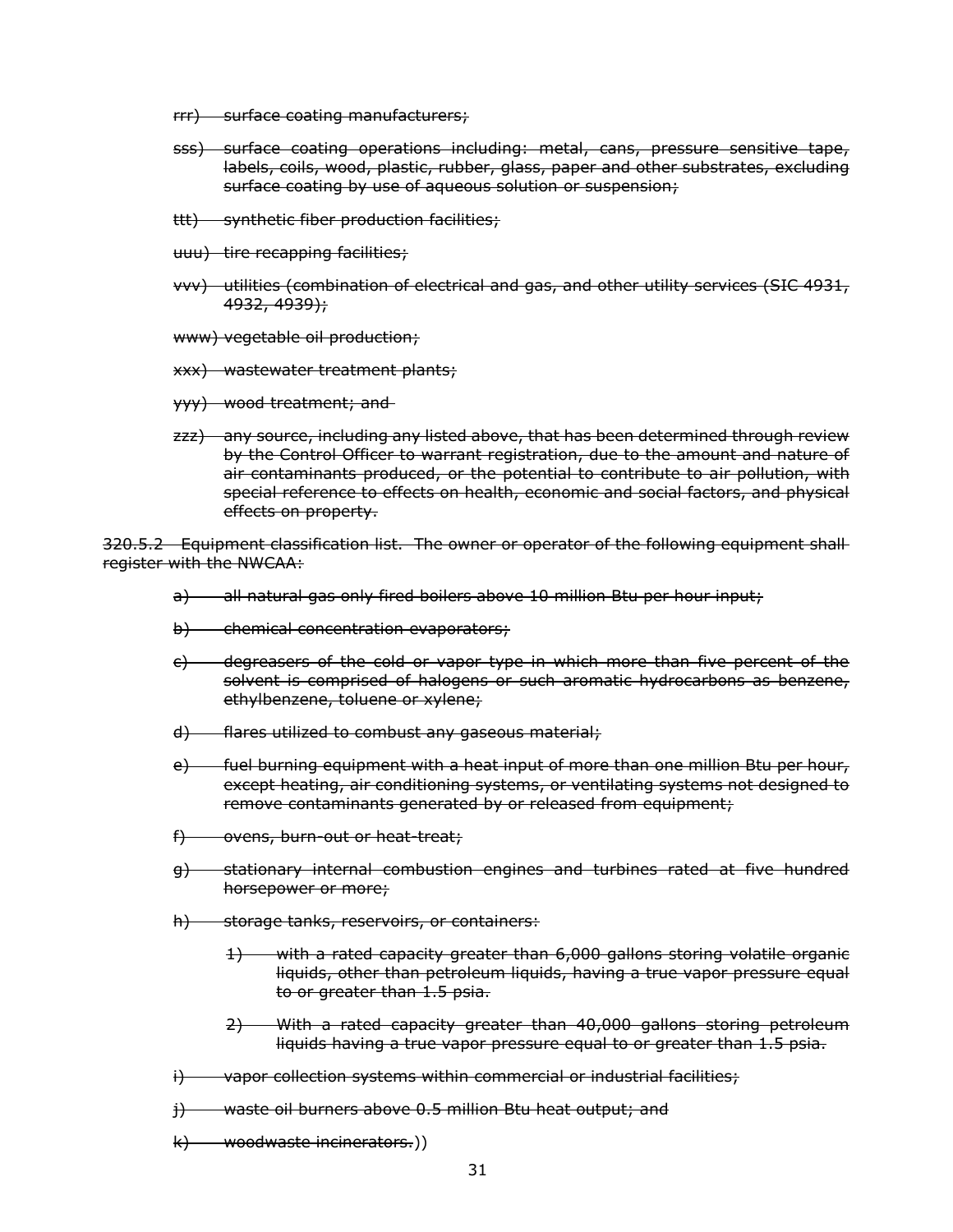rrr) surface coating manufacturers;

sss) surface coating operations including: metal, cans, pressure sensitive tape, labels, coils, wood, plastic, rubber, glass, paper and other substrates, excluding surface coating by use of aqueous solution or suspension;

ttt) synthetic fiber production facilities;

uuu) tire recapping facilities;

vvv) utilities (combination of electrical and gas, and other utility services (SIC 4931, 4932, 4939);

www) vegetable oil production;

xxx) wastewater treatment plants;

yyy) wood treatment; and

zzz) any source, including any listed above, that has been determined through review by the Control Officer to warrant registration, due to the amount and nature of air contaminants produced, or the potential to contribute to air pollution, with special reference to effects on health, economic and social factors, and physical effects on property.

320.5.2 Equipment classification list. The owner or operator of the following equipment shall register with the NWCAA:

a) all natural gas only fired boilers above 10 million Btu per hour input;

b) chemical concentration evaporators;

c) degreasers of the cold or vapor type in which more than five percent of the solvent is comprised of halogens or such aromatic hydrocarbons as benzene, ethylbenzene, toluene or xylene;

d) flares utilized to combust any gaseous material;

e) fuel burning equipment with a heat input of more than one million Btu per hour, except heating, air conditioning systems, or ventilating systems not designed to remove contaminants generated by or released from equipment;

f) ovens, burn-out or heat-treat;

g) stationary internal combustion engines and turbines rated at five hundred horsepower or more;

h) storage tanks, reservoirs, or containers:

1) with a rated capacity greater than 6,000 gallons storing volatile organic liquids, other than petroleum liquids, having a true vapor pressure equal to or greater than 1.5 psia.

2) With a rated capacity greater than 40,000 gallons storing petroleum liquids having a true vapor pressure equal to or greater than 1.5 psia.

i) vapor collection systems within commercial or industrial facilities;

j) waste oil burners above 0.5 million Btu heat output; and

k) woodwaste incinerators.))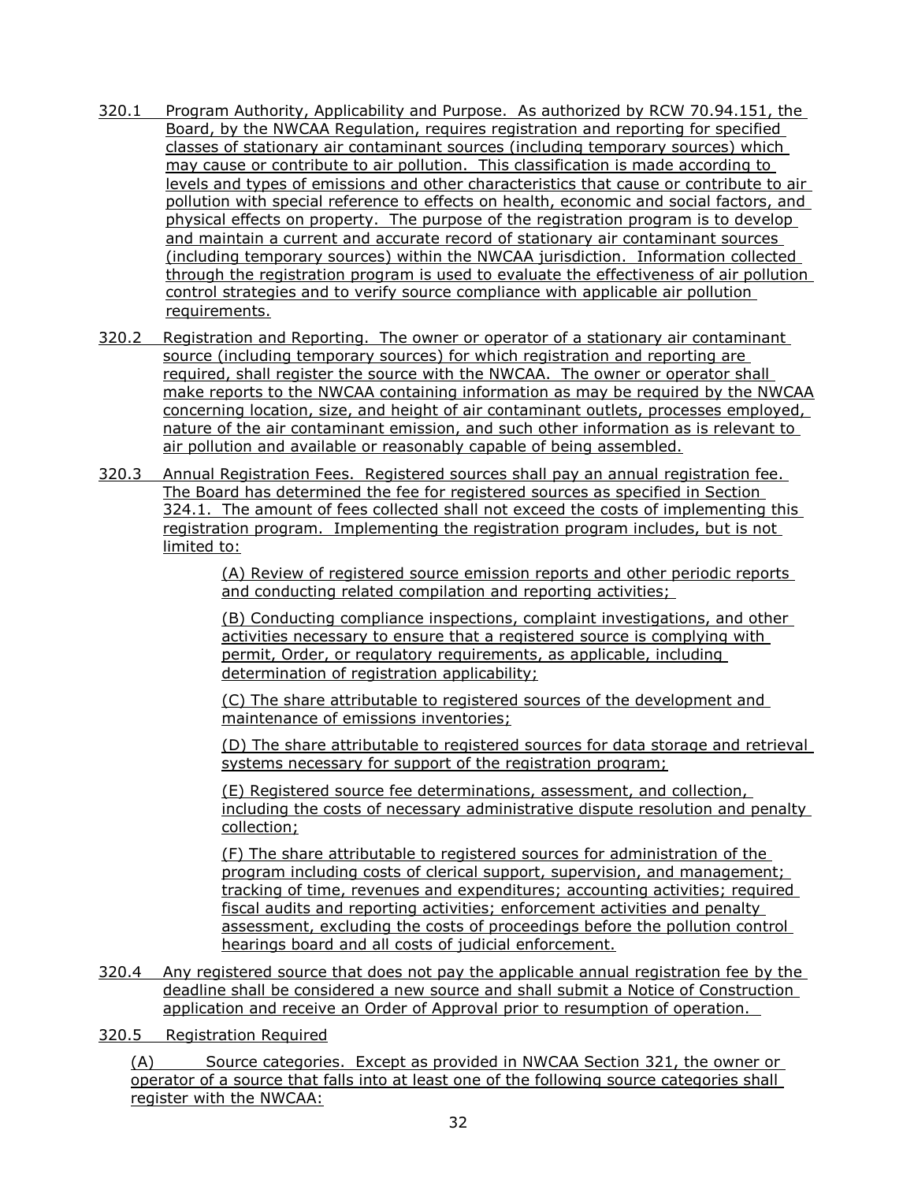320.1 Program Authority, Applicability and Purpose. As authorized by RCW 70.94.151, the Board, by the NWCAA Regulation, requires registration and reporting for specified classes of stationary air contaminant sources (including temporary sources) which may cause or contribute to air pollution. This classification is made according to levels and types of emissions and other characteristics that cause or contribute to air pollution with special reference to effects on health, economic and social factors, and physical effects on property. The purpose of the registration program is to develop and maintain a current and accurate record of stationary air contaminant sources (including temporary sources) within the NWCAA jurisdiction. Information collected through the registration program is used to evaluate the effectiveness of air pollution control strategies and to verify source compliance with applicable air pollution requirements.

320.2 Registration and Reporting. The owner or operator of a stationary air contaminant source (including temporary sources) for which registration and reporting are required, shall register the source with the NWCAA. The owner or operator shall make reports to the NWCAA containing information as may be required by the NWCAA concerning location, size, and height of air contaminant outlets, processes employed, nature of the air contaminant emission, and such other information as is relevant to air pollution and available or reasonably capable of being assembled.

320.3 Annual Registration Fees. Registered sources shall pay an annual registration fee. The Board has determined the fee for registered sources as specified in Section 324.1. The amount of fees collected shall not exceed the costs of implementing this registration program. Implementing the registration program includes, but is not limited to:

(A) Review of registered source emission reports and other periodic reports and conducting related compilation and reporting activities;

(B) Conducting compliance inspections, complaint investigations, and other activities necessary to ensure that a registered source is complying with permit, Order, or regulatory requirements, as applicable, including determination of registration applicability;

(C) The share attributable to registered sources of the development and maintenance of emissions inventories;

(D) The share attributable to registered sources for data storage and retrieval systems necessary for support of the registration program;

(E) Registered source fee determinations, assessment, and collection, including the costs of necessary administrative dispute resolution and penalty collection;

(F) The share attributable to registered sources for administration of the program including costs of clerical support, supervision, and management; tracking of time, revenues and expenditures; accounting activities; required fiscal audits and reporting activities; enforcement activities and penalty assessment, excluding the costs of proceedings before the pollution control hearings board and all costs of judicial enforcement.

320.4 Any registered source that does not pay the applicable annual registration fee by the deadline shall be considered a new source and shall submit a Notice of Construction application and receive an Order of Approval prior to resumption of operation.

320.5 Registration Required

(A) Source categories. Except as provided in NWCAA Section 321, the owner or operator of a source that falls into at least one of the following source categories shall register with the NWCAA: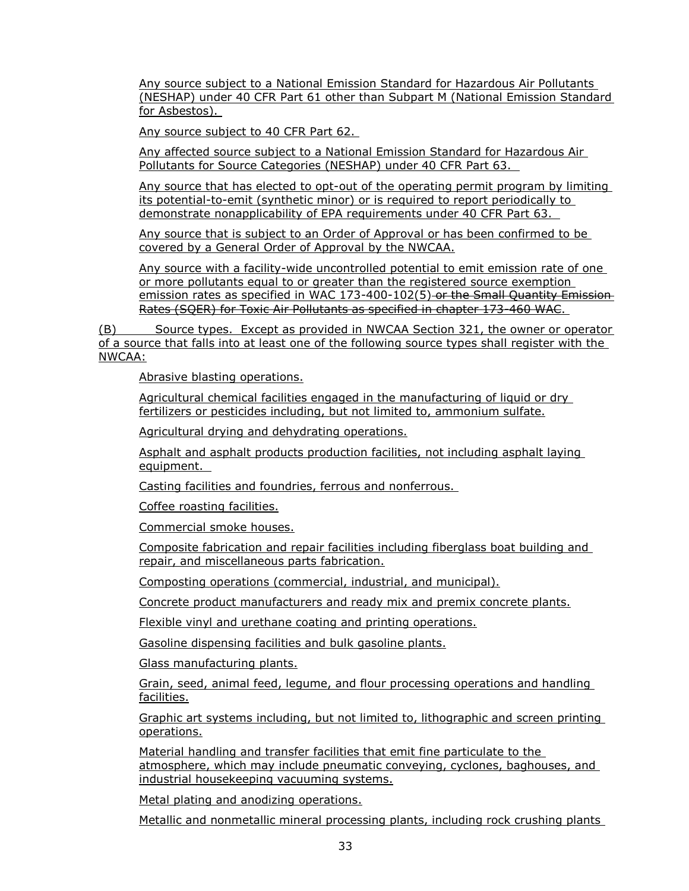Any source subject to a National Emission Standard for Hazardous Air Pollutants (NESHAP) under 40 CFR Part 61 other than Subpart M (National Emission Standard for Asbestos).

Any source subject to 40 CFR Part 62.

Any affected source subject to a National Emission Standard for Hazardous Air Pollutants for Source Categories (NESHAP) under 40 CFR Part 63.

Any source that has elected to opt-out of the operating permit program by limiting its potential-to-emit (synthetic minor) or is required to report periodically to demonstrate nonapplicability of EPA requirements under 40 CFR Part 63.

Any source that is subject to an Order of Approval or has been confirmed to be covered by a General Order of Approval by the NWCAA.

Any source with a facility-wide uncontrolled potential to emit emission rate of one or more pollutants equal to or greater than the registered source exemption emission rates as specified in WAC 173-400-102(5) ~~or the Small Quantity Emission Rates (SQER) for Toxic Air Pollutants as specified in chapter 173-460 WAC.~~

(B) Source types. Except as provided in NWCAA Section 321, the owner or operator of a source that falls into at least one of the following source types shall register with the NWCAA:

Abrasive blasting operations.

Agricultural chemical facilities engaged in the manufacturing of liquid or dry fertilizers or pesticides including, but not limited to, ammonium sulfate.

Agricultural drying and dehydrating operations.

Asphalt and asphalt products production facilities, not including asphalt laying equipment.

Casting facilities and foundries, ferrous and nonferrous.

Coffee roasting facilities.

Commercial smoke houses.

Composite fabrication and repair facilities including fiberglass boat building and repair, and miscellaneous parts fabrication.

Composting operations (commercial, industrial, and municipal).

Concrete product manufacturers and ready mix and premix concrete plants.

Flexible vinyl and urethane coating and printing operations.

Gasoline dispensing facilities and bulk gasoline plants.

Glass manufacturing plants.

Grain, seed, animal feed, legume, and flour processing operations and handling facilities.

Graphic art systems including, but not limited to, lithographic and screen printing operations.

Material handling and transfer facilities that emit fine particulate to the atmosphere, which may include pneumatic conveying, cyclones, baghouses, and industrial housekeeping vacuuming systems.

Metal plating and anodizing operations.

Metallic and nonmetallic mineral processing plants, including rock crushing plants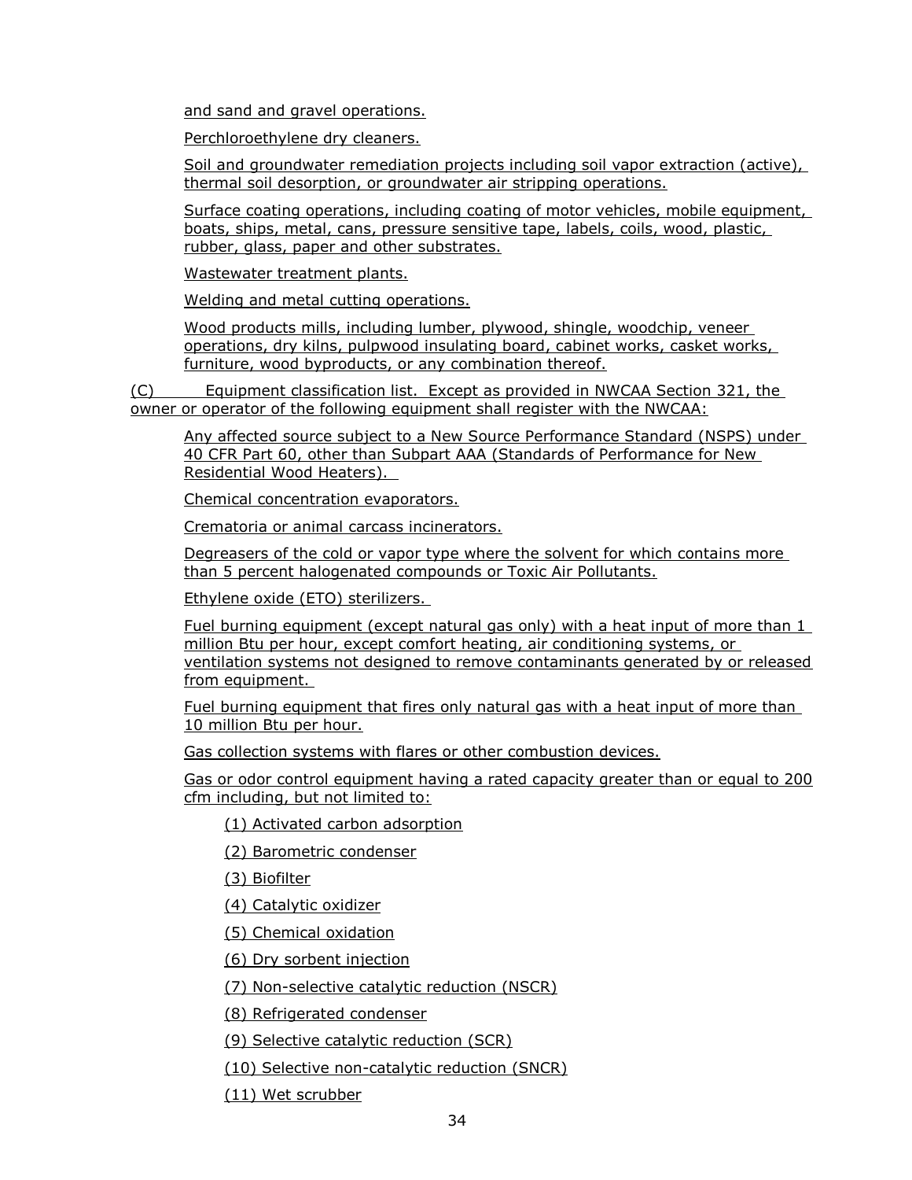and sand and gravel operations.

Perchloroethylene dry cleaners.

Soil and groundwater remediation projects including soil vapor extraction (active), thermal soil desorption, or groundwater air stripping operations.

Surface coating operations, including coating of motor vehicles, mobile equipment, boats, ships, metal, cans, pressure sensitive tape, labels, coils, wood, plastic, rubber, glass, paper and other substrates.

Wastewater treatment plants.

Welding and metal cutting operations.

Wood products mills, including lumber, plywood, shingle, woodchip, veneer operations, dry kilns, pulpwood insulating board, cabinet works, casket works, furniture, wood byproducts, or any combination thereof.

(C) Equipment classification list. Except as provided in NWCAA Section 321, the owner or operator of the following equipment shall register with the NWCAA:

Any affected source subject to a New Source Performance Standard (NSPS) under 40 CFR Part 60, other than Subpart AAA (Standards of Performance for New Residential Wood Heaters).

Chemical concentration evaporators.

Crematoria or animal carcass incinerators.

Degreasers of the cold or vapor type where the solvent for which contains more than 5 percent halogenated compounds or Toxic Air Pollutants.

Ethylene oxide (ETO) sterilizers.

Fuel burning equipment (except natural gas only) with a heat input of more than 1 million Btu per hour, except comfort heating, air conditioning systems, or ventilation systems not designed to remove contaminants generated by or released from equipment.

Fuel burning equipment that fires only natural gas with a heat input of more than 10 million Btu per hour.

Gas collection systems with flares or other combustion devices.

Gas or odor control equipment having a rated capacity greater than or equal to 200 cfm including, but not limited to:

(1) Activated carbon adsorption

(2) Barometric condenser

(3) Biofilter

(4) Catalytic oxidizer

(5) Chemical oxidation

(6) Dry sorbent injection

(7) Non-selective catalytic reduction (NSCR)

(8) Refrigerated condenser

(9) Selective catalytic reduction (SCR)

(10) Selective non-catalytic reduction (SNCR)

(11) Wet scrubber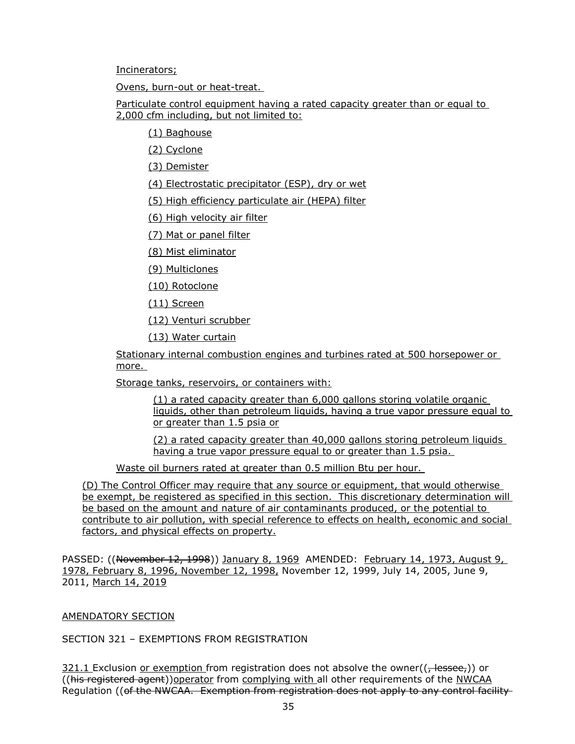Incinerators;

Ovens, burn-out or heat-treat.

Particulate control equipment having a rated capacity greater than or equal to 2,000 cfm including, but not limited to:

(1) Baghouse

(2) Cyclone

(3) Demister

(4) Electrostatic precipitator (ESP), dry or wet

(5) High efficiency particulate air (HEPA) filter

(6) High velocity air filter

(7) Mat or panel filter

(8) Mist eliminator

(9) Multiclones

(10) Rotoclone

(11) Screen

(12) Venturi scrubber

(13) Water curtain

Stationary internal combustion engines and turbines rated at 500 horsepower or more.

Storage tanks, reservoirs, or containers with:

(1) a rated capacity greater than 6,000 gallons storing volatile organic liquids, other than petroleum liquids, having a true vapor pressure equal to or greater than 1.5 psia or

(2) a rated capacity greater than 40,000 gallons storing petroleum liquids having a true vapor pressure equal to or greater than 1.5 psia.

Waste oil burners rated at greater than 0.5 million Btu per hour.

(D) The Control Officer may require that any source or equipment, that would otherwise be exempt, be registered as specified in this section. This discretionary determination will be based on the amount and nature of air contaminants produced, or the potential to contribute to air pollution, with special reference to effects on health, economic and social factors, and physical effects on property.

PASSED: ((~~November 12, 1998~~)) January 8, 1969 AMENDED: February 14, 1973, August 9, 1978, February 8, 1996, November 12, 1998, November 12, 1999, July 14, 2005, June 9, 2011, March 14, 2019

AMENDATORY SECTION

SECTION 321 – EXEMPTIONS FROM REGISTRATION

321.1 Exclusion or exemption from registration does not absolve the owner((~~, lessee,~~)) or ((~~his registered agent~~))operator from complying with all other requirements of the NWCAA Regulation ((~~of the NWCAA. Exemption from registration does not apply to any control facility~~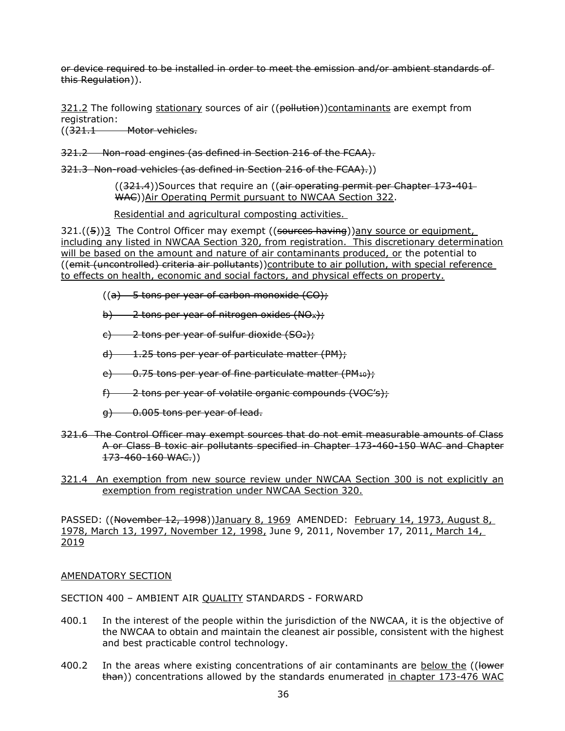or device required to be installed in order to meet the emission and/or ambient standards of this Regulation)).

321.2 The following stationary sources of air ((pollution))contaminants are exempt from registration:

((321.1 Motor vehicles.

321.2 Non-road engines (as defined in Section 216 of the FCAA).

321.3 Non-road vehicles (as defined in Section 216 of the FCAA).))

((321.4))Sources that require an ((air operating permit per Chapter 173-401 WAC))Air Operating Permit pursuant to NWCAA Section 322.

Residential and agricultural composting activities.

321.((5))3 The Control Officer may exempt ((sources having))any source or equipment, including any listed in NWCAA Section 320, from registration. This discretionary determination will be based on the amount and nature of air contaminants produced, or the potential to ((emit (uncontrolled) criteria air pollutants))contribute to air pollution, with special reference to effects on health, economic and social factors, and physical effects on property.

((a) 5 tons per year of carbon monoxide (CO);

b) 2 tons per year of nitrogen oxides ($NO_x$);

c) 2 tons per year of sulfur dioxide ($SO_2$);

d) 1.25 tons per year of particulate matter (PM);

e) 0.75 tons per year of fine particulate matter ($PM_{10}$);

f) 2 tons per year of volatile organic compounds (VOC's);

g) 0.005 tons per year of lead.

321.6 The Control Officer may exempt sources that do not emit measurable amounts of Class A or Class B toxic air pollutants specified in Chapter 173-460-150 WAC and Chapter 173-460-160 WAC.))

321.4 An exemption from new source review under NWCAA Section 300 is not explicitly an exemption from registration under NWCAA Section 320.

PASSED: ((November 12, 1998))January 8, 1969 AMENDED: February 14, 1973, August 8, 1978, March 13, 1997, November 12, 1998, June 9, 2011, November 17, 2011, March 14, 2019

AMENDATORY SECTION

SECTION 400 – AMBIENT AIR QUALITY STANDARDS - FORWARD

400.1 In the interest of the people within the jurisdiction of the NWCAA, it is the objective of the NWCAA to obtain and maintain the cleanest air possible, consistent with the highest and best practicable control technology.

400.2 In the areas where existing concentrations of air contaminants are below the ((lower than)) concentrations allowed by the standards enumerated in chapter 173-476 WAC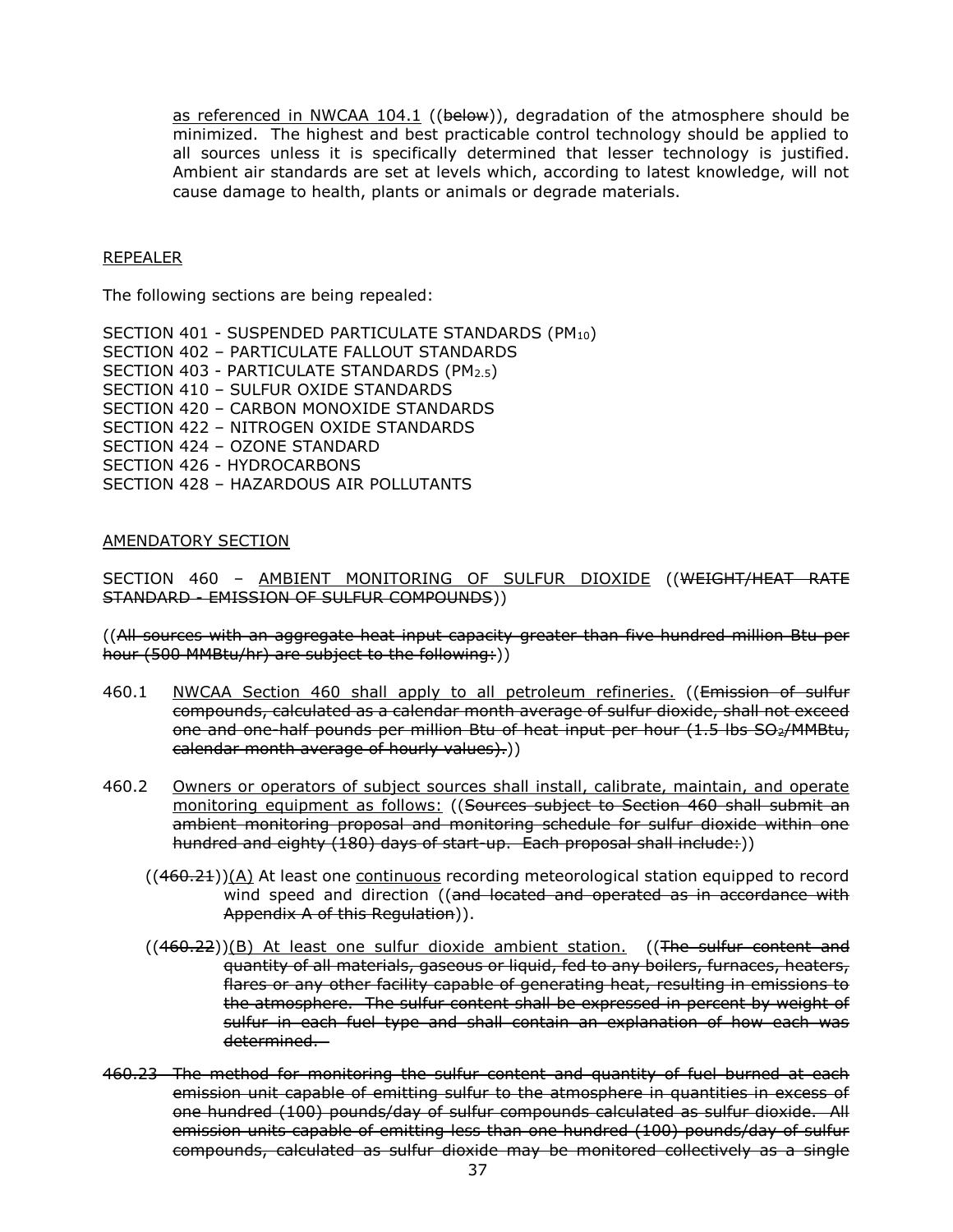as referenced in NWCAA 104.1 ((below)), degradation of the atmosphere should be minimized. The highest and best practicable control technology should be applied to all sources unless it is specifically determined that lesser technology is justified. Ambient air standards are set at levels which, according to latest knowledge, will not cause damage to health, plants or animals or degrade materials.

REPEALER

The following sections are being repealed:

SECTION 401 - SUSPENDED PARTICULATE STANDARDS ($PM_{10}$)
SECTION 402 – PARTICULATE FALLOUT STANDARDS
SECTION 403 - PARTICULATE STANDARDS ($PM_{2.5}$)
SECTION 410 – SULFUR OXIDE STANDARDS
SECTION 420 – CARBON MONOXIDE STANDARDS
SECTION 422 – NITROGEN OXIDE STANDARDS
SECTION 424 – OZONE STANDARD
SECTION 426 - HYDROCARBONS
SECTION 428 – HAZARDOUS AIR POLLUTANTS

AMENDATORY SECTION

SECTION 460 – AMBIENT MONITORING OF SULFUR DIOXIDE ((~~WEIGHT/HEAT RATE STANDARD - EMISSION OF SULFUR COMPOUNDS~~))

((~~All sources with an aggregate heat input capacity greater than five hundred million Btu per hour (500 MMBtu/hr) are subject to the following:~~))

460.1 NWCAA Section 460 shall apply to all petroleum refineries. ((~~Emission of sulfur compounds, calculated as a calendar month average of sulfur dioxide, shall not exceed one and one-half pounds per million Btu of heat input per hour (1.5 lbs $SO_2$/MMBtu, calendar month average of hourly values).~~))

460.2 Owners or operators of subject sources shall install, calibrate, maintain, and operate monitoring equipment as follows: ((~~Sources subject to Section 460 shall submit an ambient monitoring proposal and monitoring schedule for sulfur dioxide within one hundred and eighty (180) days of start-up. Each proposal shall include:~~))

((~~460.21~~))(A) At least one continuous recording meteorological station equipped to record wind speed and direction ((~~and located and operated as in accordance with Appendix A of this Regulation~~)).

((~~460.22~~))(B) At least one sulfur dioxide ambient station. ((~~The sulfur content and quantity of all materials, gaseous or liquid, fed to any boilers, furnaces, heaters, flares or any other facility capable of generating heat, resulting in emissions to the atmosphere. The sulfur content shall be expressed in percent by weight of sulfur in each fuel type and shall contain an explanation of how each was determined.~~

~~460.23 The method for monitoring the sulfur content and quantity of fuel burned at each emission unit capable of emitting sulfur to the atmosphere in quantities in excess of one hundred (100) pounds/day of sulfur compounds calculated as sulfur dioxide. All emission units capable of emitting less than one hundred (100) pounds/day of sulfur compounds, calculated as sulfur dioxide may be monitored collectively as a single~~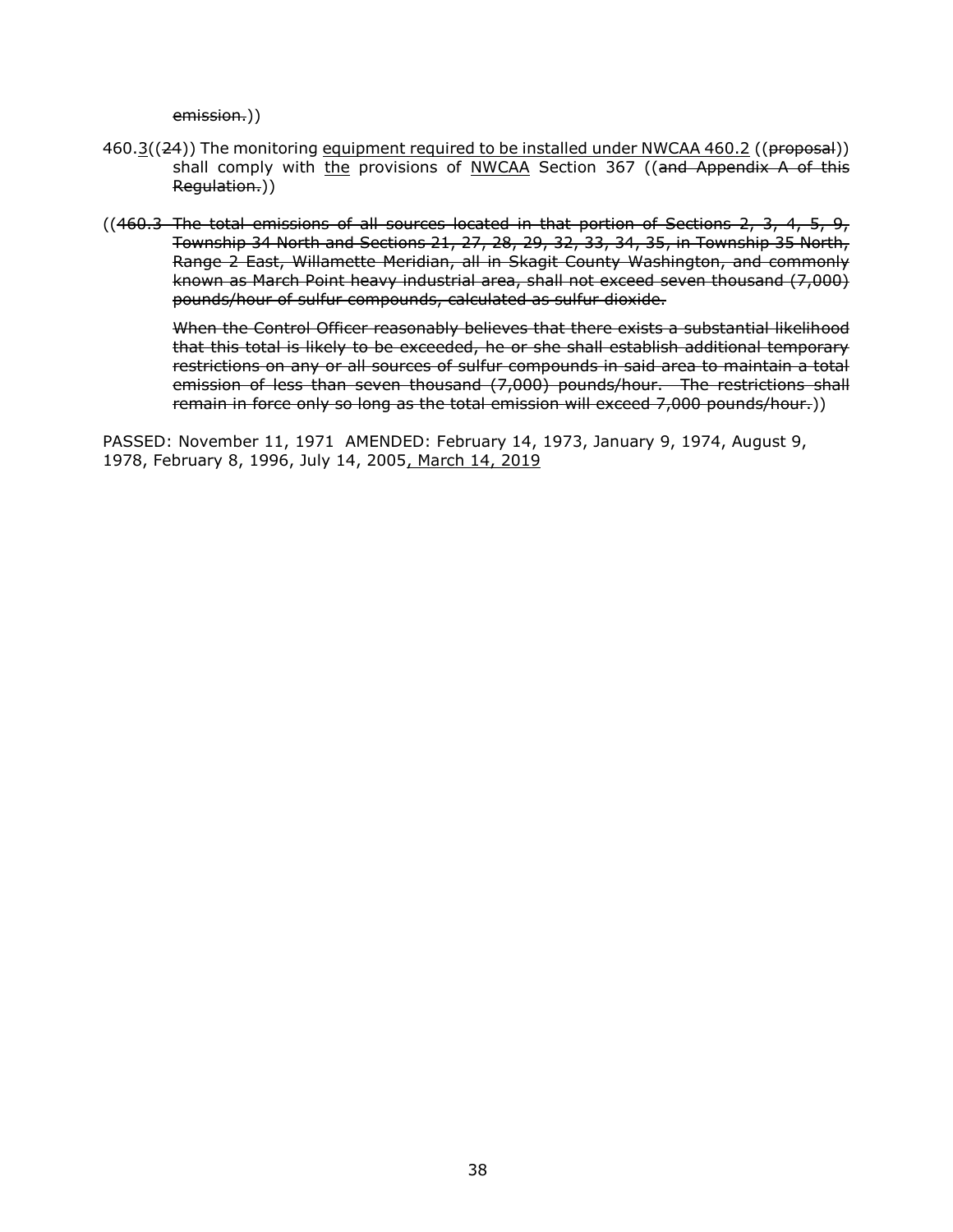~~emission.~~))

460.<u>3</u>((~~24~~)) The monitoring <u>equipment required to be installed under NWCAA 460.2</u> ((~~proposal~~)) shall comply with <u>the</u> provisions of <u>NWCAA</u> Section 367 ((~~and Appendix A of this Regulation.~~))

((~~460.3 The total emissions of all sources located in that portion of Sections 2, 3, 4, 5, 9, Township 34 North and Sections 21, 27, 28, 29, 32, 33, 34, 35, in Township 35 North, Range 2 East, Willamette Meridian, all in Skagit County Washington, and commonly known as March Point heavy industrial area, shall not exceed seven thousand (7,000) pounds/hour of sulfur compounds, calculated as sulfur dioxide.~~

~~When the Control Officer reasonably believes that there exists a substantial likelihood that this total is likely to be exceeded, he or she shall establish additional temporary restrictions on any or all sources of sulfur compounds in said area to maintain a total emission of less than seven thousand (7,000) pounds/hour. The restrictions shall remain in force only so long as the total emission will exceed 7,000 pounds/hour.~~))

PASSED: November 11, 1971 AMENDED: February 14, 1973, January 9, 1974, August 9, 1978, February 8, 1996, July 14, 2005<u>, March 14, 2019</u>